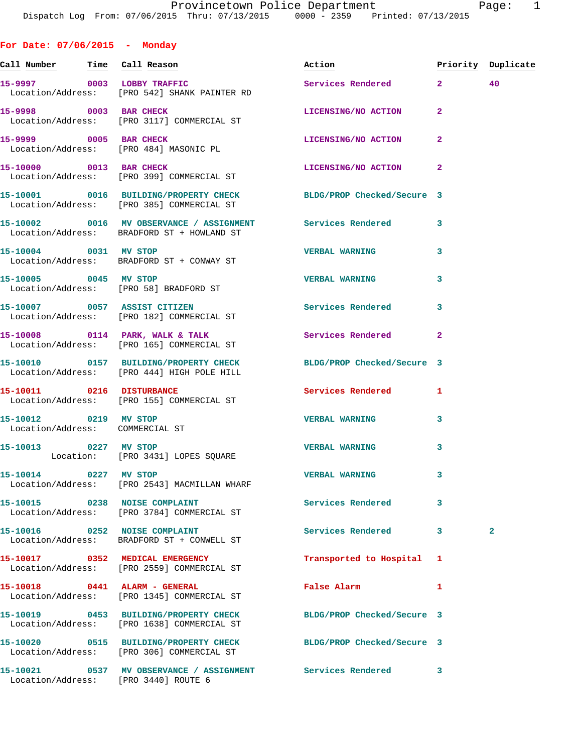# Provincetown Police Department

Dispatch Log From: 07/06/2015 Thru: 07/13/2015 0000 - 2359 Printed: 07/13/2015

## For Date: 07/06/2015 - Monday

| Call Number | Time | Call Reason | Action | Priority | Duplicate |
|---|---|---|---|---|---|
| 15-9997 | 0003 | LOBBY TRAFFIC<br>Location/Address: [PRO 542] SHANK PAINTER RD | Services Rendered | 2 | 40 |
| 15-9998 | 0003 | BAR CHECK<br>Location/Address: [PRO 3117] COMMERCIAL ST | LICENSING/NO ACTION | 2 | |
| 15-9999 | 0005 | BAR CHECK<br>Location/Address: [PRO 484] MASONIC PL | LICENSING/NO ACTION | 2 | |
| 15-10000 | 0013 | BAR CHECK<br>Location/Address: [PRO 399] COMMERCIAL ST | LICENSING/NO ACTION | 2 | |
| 15-10001 | 0016 | BUILDING/PROPERTY CHECK<br>Location/Address: [PRO 385] COMMERCIAL ST | BLDG/PROP Checked/Secure | 3 | |
| 15-10002 | 0016 | MV OBSERVANCE / ASSIGNMENT<br>Location/Address: BRADFORD ST + HOWLAND ST | Services Rendered | 3 | |
| 15-10004 | 0031 | MV STOP<br>Location/Address: BRADFORD ST + CONWAY ST | VERBAL WARNING | 3 | |
| 15-10005 | 0045 | MV STOP<br>Location/Address: [PRO 58] BRADFORD ST | VERBAL WARNING | 3 | |
| 15-10007 | 0057 | ASSIST CITIZEN<br>Location/Address: [PRO 182] COMMERCIAL ST | Services Rendered | 3 | |
| 15-10008 | 0114 | PARK, WALK & TALK<br>Location/Address: [PRO 165] COMMERCIAL ST | Services Rendered | 2 | |
| 15-10010 | 0157 | BUILDING/PROPERTY CHECK<br>Location/Address: [PRO 444] HIGH POLE HILL | BLDG/PROP Checked/Secure | 3 | |
| 15-10011 | 0216 | DISTURBANCE<br>Location/Address: [PRO 155] COMMERCIAL ST | Services Rendered | 1 | |
| 15-10012 | 0219 | MV STOP<br>Location/Address: COMMERCIAL ST | VERBAL WARNING | 3 | |
| 15-10013 | 0227 | MV STOP<br>Location: [PRO 3431] LOPES SQUARE | VERBAL WARNING | 3 | |
| 15-10014 | 0227 | MV STOP<br>Location/Address: [PRO 2543] MACMILLAN WHARF | VERBAL WARNING | 3 | |
| 15-10015 | 0238 | NOISE COMPLAINT<br>Location/Address: [PRO 3784] COMMERCIAL ST | Services Rendered | 3 | |
| 15-10016 | 0252 | NOISE COMPLAINT<br>Location/Address: BRADFORD ST + CONWELL ST | Services Rendered | 3 | 2 |
| 15-10017 | 0352 | MEDICAL EMERGENCY<br>Location/Address: [PRO 2559] COMMERCIAL ST | Transported to Hospital | 1 | |
| 15-10018 | 0441 | ALARM - GENERAL<br>Location/Address: [PRO 1345] COMMERCIAL ST | False Alarm | 1 | |
| 15-10019 | 0453 | BUILDING/PROPERTY CHECK<br>Location/Address: [PRO 1638] COMMERCIAL ST | BLDG/PROP Checked/Secure | 3 | |
| 15-10020 | 0515 | BUILDING/PROPERTY CHECK<br>Location/Address: [PRO 306] COMMERCIAL ST | BLDG/PROP Checked/Secure | 3 | |
| 15-10021 | 0537 | MV OBSERVANCE / ASSIGNMENT<br>Location/Address: [PRO 3440] ROUTE 6 | Services Rendered | 3 | |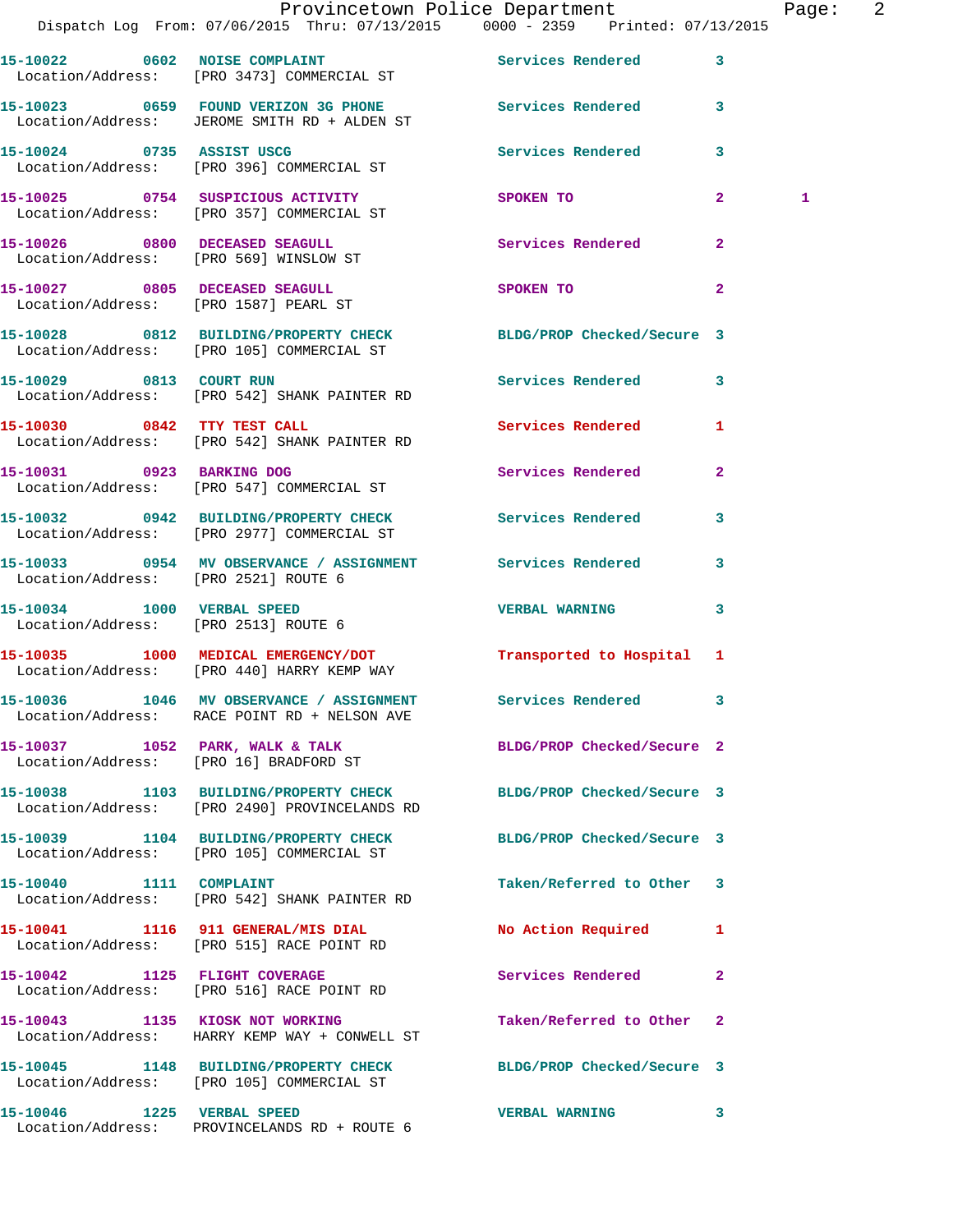| Call Number | Time | Call Reason | Action | Priority | |
|---|---|---|---|---|---|
| 15-10022 | 0602 | NOISE COMPLAINT | Services Rendered | 3 | |
| Location/Address: | | [PRO 3473] COMMERCIAL ST | | | |
| 15-10023 | 0659 | FOUND VERIZON 3G PHONE | Services Rendered | 3 | |
| Location/Address: | | JEROME SMITH RD + ALDEN ST | | | |
| 15-10024 | 0735 | ASSIST USCG | Services Rendered | 3 | |
| Location/Address: | | [PRO 396] COMMERCIAL ST | | | |
| 15-10025 | 0754 | SUSPICIOUS ACTIVITY | SPOKEN TO | 2 | 1 |
| Location/Address: | | [PRO 357] COMMERCIAL ST | | | |
| 15-10026 | 0800 | DECEASED SEAGULL | Services Rendered | 2 | |
| Location/Address: | | [PRO 569] WINSLOW ST | | | |
| 15-10027 | 0805 | DECEASED SEAGULL | SPOKEN TO | 2 | |
| Location/Address: | | [PRO 1587] PEARL ST | | | |
| 15-10028 | 0812 | BUILDING/PROPERTY CHECK | BLDG/PROP Checked/Secure | 3 | |
| Location/Address: | | [PRO 105] COMMERCIAL ST | | | |
| 15-10029 | 0813 | COURT RUN | Services Rendered | 3 | |
| Location/Address: | | [PRO 542] SHANK PAINTER RD | | | |
| 15-10030 | 0842 | TTY TEST CALL | Services Rendered | 1 | |
| Location/Address: | | [PRO 542] SHANK PAINTER RD | | | |
| 15-10031 | 0923 | BARKING DOG | Services Rendered | 2 | |
| Location/Address: | | [PRO 547] COMMERCIAL ST | | | |
| 15-10032 | 0942 | BUILDING/PROPERTY CHECK | Services Rendered | 3 | |
| Location/Address: | | [PRO 2977] COMMERCIAL ST | | | |
| 15-10033 | 0954 | MV OBSERVANCE / ASSIGNMENT | Services Rendered | 3 | |
| Location/Address: | | [PRO 2521] ROUTE 6 | | | |
| 15-10034 | 1000 | VERBAL SPEED | VERBAL WARNING | 3 | |
| Location/Address: | | [PRO 2513] ROUTE 6 | | | |
| 15-10035 | 1000 | MEDICAL EMERGENCY/DOT | Transported to Hospital | 1 | |
| Location/Address: | | [PRO 440] HARRY KEMP WAY | | | |
| 15-10036 | 1046 | MV OBSERVANCE / ASSIGNMENT | Services Rendered | 3 | |
| Location/Address: | | RACE POINT RD + NELSON AVE | | | |
| 15-10037 | 1052 | PARK, WALK & TALK | BLDG/PROP Checked/Secure | 2 | |
| Location/Address: | | [PRO 16] BRADFORD ST | | | |
| 15-10038 | 1103 | BUILDING/PROPERTY CHECK | BLDG/PROP Checked/Secure | 3 | |
| Location/Address: | | [PRO 2490] PROVINCELANDS RD | | | |
| 15-10039 | 1104 | BUILDING/PROPERTY CHECK | BLDG/PROP Checked/Secure | 3 | |
| Location/Address: | | [PRO 105] COMMERCIAL ST | | | |
| 15-10040 | 1111 | COMPLAINT | Taken/Referred to Other | 3 | |
| Location/Address: | | [PRO 542] SHANK PAINTER RD | | | |
| 15-10041 | 1116 | 911 GENERAL/MIS DIAL | No Action Required | 1 | |
| Location/Address: | | [PRO 515] RACE POINT RD | | | |
| 15-10042 | 1125 | FLIGHT COVERAGE | Services Rendered | 2 | |
| Location/Address: | | [PRO 516] RACE POINT RD | | | |
| 15-10043 | 1135 | KIOSK NOT WORKING | Taken/Referred to Other | 2 | |
| Location/Address: | | HARRY KEMP WAY + CONWELL ST | | | |
| 15-10045 | 1148 | BUILDING/PROPERTY CHECK | BLDG/PROP Checked/Secure | 3 | |
| Location/Address: | | [PRO 105] COMMERCIAL ST | | | |
| 15-10046 | 1225 | VERBAL SPEED | VERBAL WARNING | 3 | |
| Location/Address: | | PROVINCELANDS RD + ROUTE 6 | | | |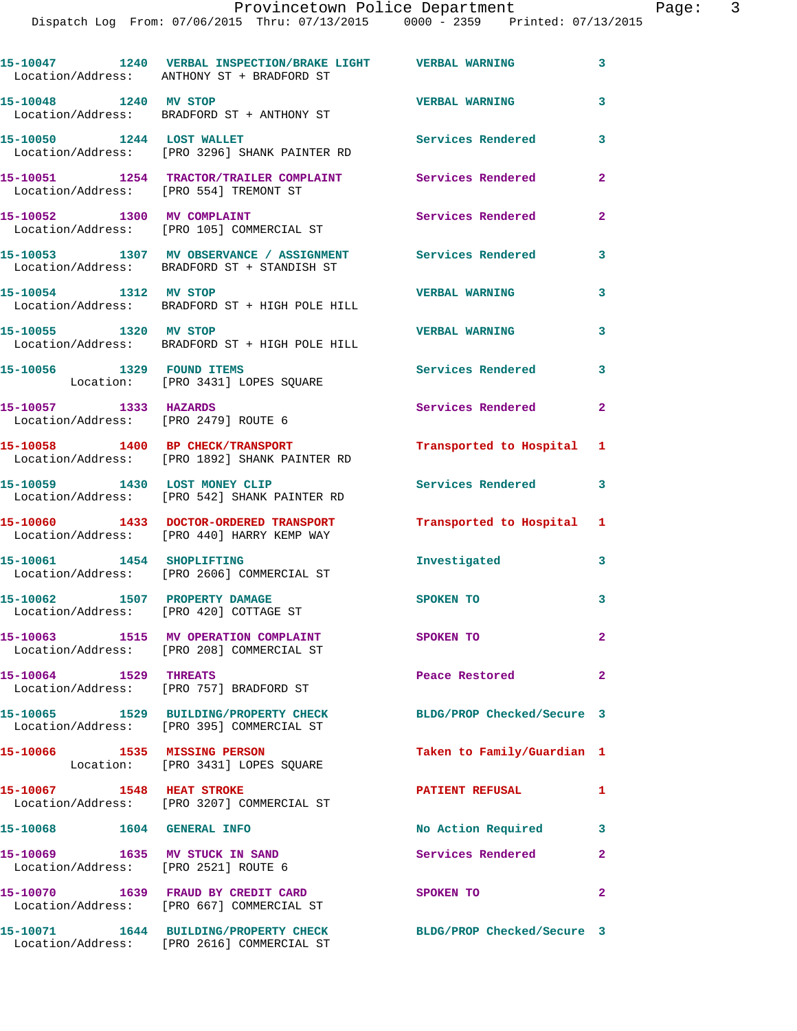15-10047 1240 VERBAL INSPECTION/BRAKE LIGHT VERBAL WARNING 3
Location/Address: ANTHONY ST + BRADFORD ST

15-10048 1240 MV STOP VERBAL WARNING 3
Location/Address: BRADFORD ST + ANTHONY ST

15-10050 1244 LOST WALLET Services Rendered 3
Location/Address: [PRO 3296] SHANK PAINTER RD

15-10051 1254 TRACTOR/TRAILER COMPLAINT Services Rendered 2
Location/Address: [PRO 554] TREMONT ST

15-10052 1300 MV COMPLAINT Services Rendered 2
Location/Address: [PRO 105] COMMERCIAL ST

15-10053 1307 MV OBSERVANCE / ASSIGNMENT Services Rendered 3
Location/Address: BRADFORD ST + STANDISH ST

15-10054 1312 MV STOP VERBAL WARNING 3
Location/Address: BRADFORD ST + HIGH POLE HILL

15-10055 1320 MV STOP VERBAL WARNING 3
Location/Address: BRADFORD ST + HIGH POLE HILL

15-10056 1329 FOUND ITEMS Services Rendered 3
Location: [PRO 3431] LOPES SQUARE

15-10057 1333 HAZARDS Services Rendered 2
Location/Address: [PRO 2479] ROUTE 6

15-10058 1400 BP CHECK/TRANSPORT Transported to Hospital 1
Location/Address: [PRO 1892] SHANK PAINTER RD

15-10059 1430 LOST MONEY CLIP Services Rendered 3
Location/Address: [PRO 542] SHANK PAINTER RD

15-10060 1433 DOCTOR-ORDERED TRANSPORT Transported to Hospital 1
Location/Address: [PRO 440] HARRY KEMP WAY

15-10061 1454 SHOPLIFTING Investigated 3
Location/Address: [PRO 2606] COMMERCIAL ST

15-10062 1507 PROPERTY DAMAGE SPOKEN TO 3
Location/Address: [PRO 420] COTTAGE ST

15-10063 1515 MV OPERATION COMPLAINT SPOKEN TO 2
Location/Address: [PRO 208] COMMERCIAL ST

15-10064 1529 THREATS Peace Restored 2
Location/Address: [PRO 757] BRADFORD ST

15-10065 1529 BUILDING/PROPERTY CHECK BLDG/PROP Checked/Secure 3
Location/Address: [PRO 395] COMMERCIAL ST

15-10066 1535 MISSING PERSON Taken to Family/Guardian 1
Location: [PRO 3431] LOPES SQUARE

15-10067 1548 HEAT STROKE PATIENT REFUSAL 1
Location/Address: [PRO 3207] COMMERCIAL ST

15-10068 1604 GENERAL INFO No Action Required 3

15-10069 1635 MV STUCK IN SAND Services Rendered 2
Location/Address: [PRO 2521] ROUTE 6

15-10070 1639 FRAUD BY CREDIT CARD SPOKEN TO 2
Location/Address: [PRO 667] COMMERCIAL ST

15-10071 1644 BUILDING/PROPERTY CHECK BLDG/PROP Checked/Secure 3
Location/Address: [PRO 2616] COMMERCIAL ST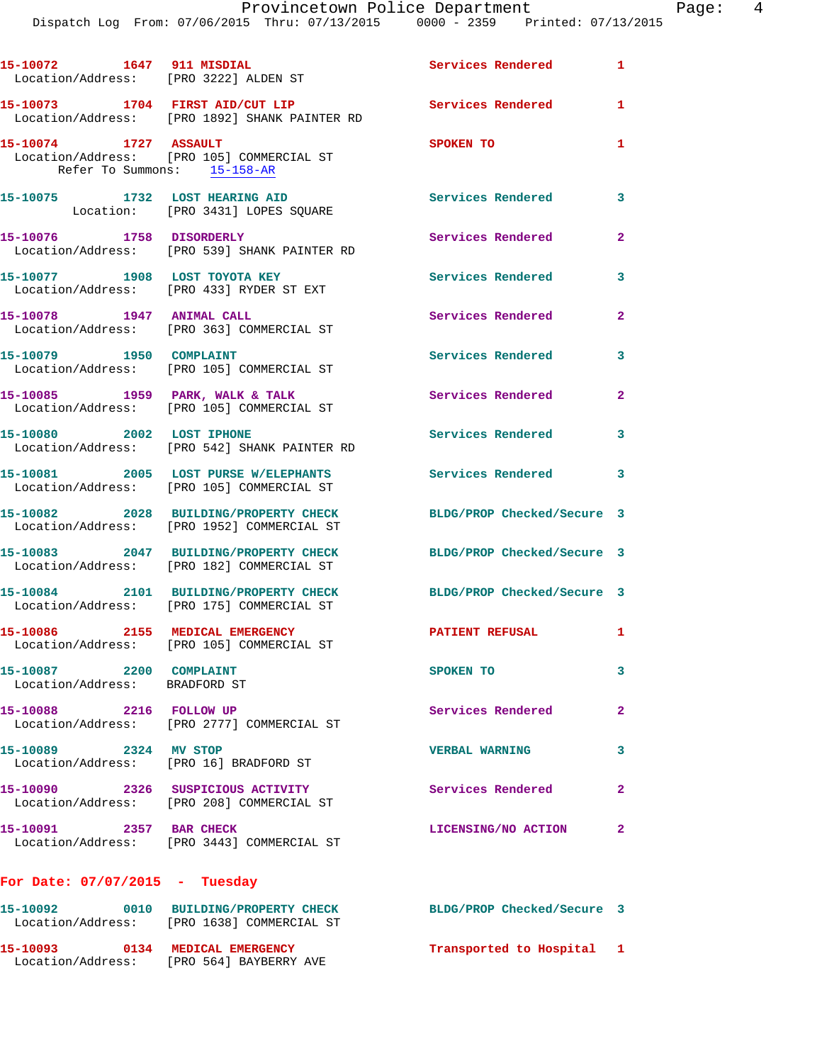15-10072 1647 **911 MISDIAL** Services Rendered 1
Location/Address: [PRO 3222] ALDEN ST

15-10073 1704 **FIRST AID/CUT LIP** Services Rendered 1
Location/Address: [PRO 1892] SHANK PAINTER RD

15-10074 1727 **ASSAULT** SPOKEN TO 1
Location/Address: [PRO 105] COMMERCIAL ST
Refer To Summons: 15-158-AR

15-10075 1732 **LOST HEARING AID** Services Rendered 3
Location: [PRO 3431] LOPES SQUARE

15-10076 1758 **DISORDERLY** Services Rendered 2
Location/Address: [PRO 539] SHANK PAINTER RD

15-10077 1908 **LOST TOYOTA KEY** Services Rendered 3
Location/Address: [PRO 433] RYDER ST EXT

15-10078 1947 **ANIMAL CALL** Services Rendered 2
Location/Address: [PRO 363] COMMERCIAL ST

15-10079 1950 **COMPLAINT** Services Rendered 3
Location/Address: [PRO 105] COMMERCIAL ST

15-10085 1959 **PARK, WALK & TALK** Services Rendered 2
Location/Address: [PRO 105] COMMERCIAL ST

15-10080 2002 **LOST IPHONE** Services Rendered 3
Location/Address: [PRO 542] SHANK PAINTER RD

15-10081 2005 **LOST PURSE W/ELEPHANTS** Services Rendered 3
Location/Address: [PRO 105] COMMERCIAL ST

15-10082 2028 **BUILDING/PROPERTY CHECK** BLDG/PROP Checked/Secure 3
Location/Address: [PRO 1952] COMMERCIAL ST

15-10083 2047 **BUILDING/PROPERTY CHECK** BLDG/PROP Checked/Secure 3
Location/Address: [PRO 182] COMMERCIAL ST

15-10084 2101 **BUILDING/PROPERTY CHECK** BLDG/PROP Checked/Secure 3
Location/Address: [PRO 175] COMMERCIAL ST

15-10086 2155 **MEDICAL EMERGENCY** PATIENT REFUSAL 1
Location/Address: [PRO 105] COMMERCIAL ST

15-10087 2200 **COMPLAINT** SPOKEN TO 3
Location/Address: BRADFORD ST

15-10088 2216 **FOLLOW UP** Services Rendered 2
Location/Address: [PRO 2777] COMMERCIAL ST

15-10089 2324 **MV STOP** VERBAL WARNING 3
Location/Address: [PRO 16] BRADFORD ST

15-10090 2326 **SUSPICIOUS ACTIVITY** Services Rendered 2
Location/Address: [PRO 208] COMMERCIAL ST

15-10091 2357 **BAR CHECK** LICENSING/NO ACTION 2
Location/Address: [PRO 3443] COMMERCIAL ST

## For Date: 07/07/2015 - Tuesday

15-10092 0010 **BUILDING/PROPERTY CHECK** BLDG/PROP Checked/Secure 3
Location/Address: [PRO 1638] COMMERCIAL ST

15-10093 0134 **MEDICAL EMERGENCY** Transported to Hospital 1
Location/Address: [PRO 564] BAYBERRY AVE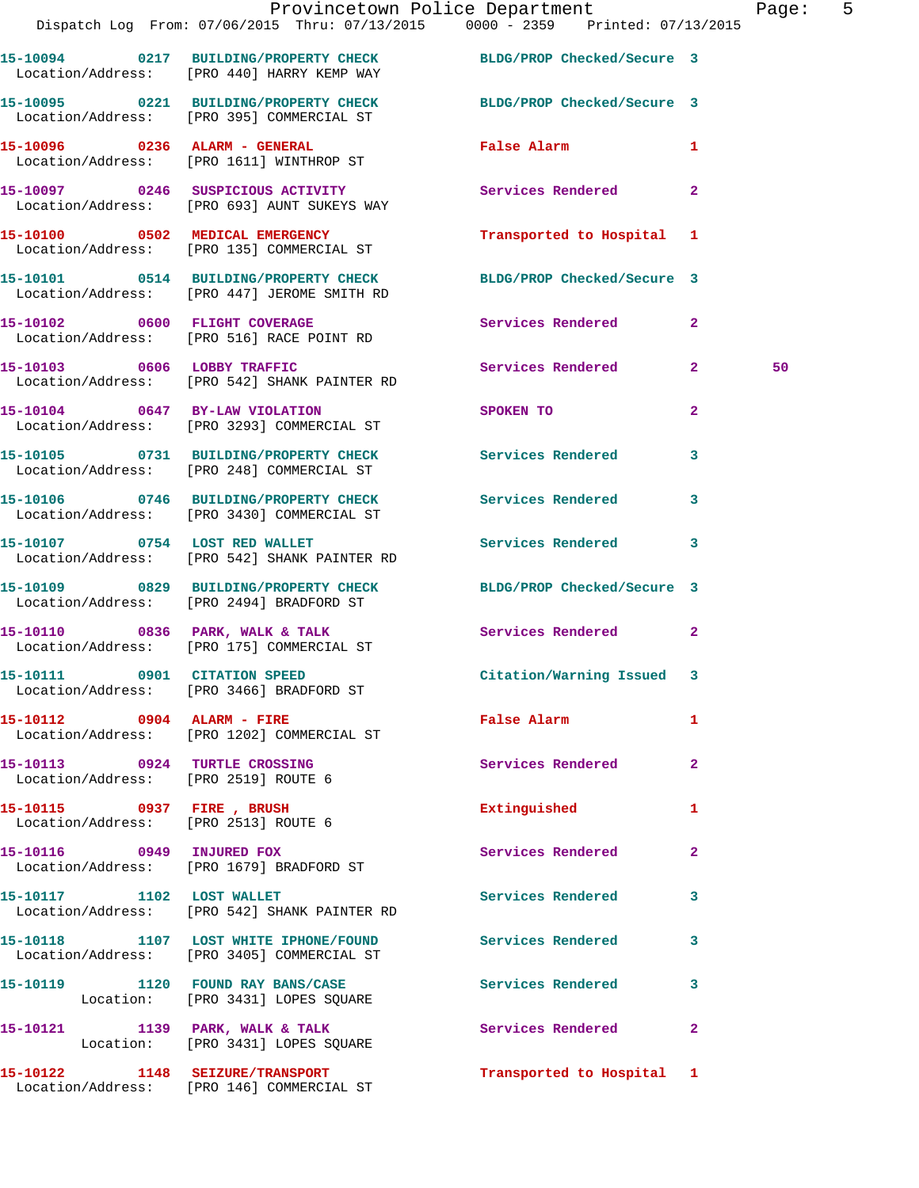15-10094 0217 BUILDING/PROPERTY CHECK BLDG/PROP Checked/Secure 3
Location/Address: [PRO 440] HARRY KEMP WAY

15-10095 0221 BUILDING/PROPERTY CHECK BLDG/PROP Checked/Secure 3
Location/Address: [PRO 395] COMMERCIAL ST

15-10096 0236 ALARM - GENERAL False Alarm 1
Location/Address: [PRO 1611] WINTHROP ST

15-10097 0246 SUSPICIOUS ACTIVITY Services Rendered 2
Location/Address: [PRO 693] AUNT SUKEYS WAY

15-10100 0502 MEDICAL EMERGENCY Transported to Hospital 1
Location/Address: [PRO 135] COMMERCIAL ST

15-10101 0514 BUILDING/PROPERTY CHECK BLDG/PROP Checked/Secure 3
Location/Address: [PRO 447] JEROME SMITH RD

15-10102 0600 FLIGHT COVERAGE Services Rendered 2
Location/Address: [PRO 516] RACE POINT RD

15-10103 0606 LOBBY TRAFFIC Services Rendered 2 50
Location/Address: [PRO 542] SHANK PAINTER RD

15-10104 0647 BY-LAW VIOLATION SPOKEN TO 2
Location/Address: [PRO 3293] COMMERCIAL ST

15-10105 0731 BUILDING/PROPERTY CHECK Services Rendered 3
Location/Address: [PRO 248] COMMERCIAL ST

15-10106 0746 BUILDING/PROPERTY CHECK Services Rendered 3
Location/Address: [PRO 3430] COMMERCIAL ST

15-10107 0754 LOST RED WALLET Services Rendered 3
Location/Address: [PRO 542] SHANK PAINTER RD

15-10109 0829 BUILDING/PROPERTY CHECK BLDG/PROP Checked/Secure 3
Location/Address: [PRO 2494] BRADFORD ST

15-10110 0836 PARK, WALK & TALK Services Rendered 2
Location/Address: [PRO 175] COMMERCIAL ST

15-10111 0901 CITATION SPEED Citation/Warning Issued 3
Location/Address: [PRO 3466] BRADFORD ST

15-10112 0904 ALARM - FIRE False Alarm 1
Location/Address: [PRO 1202] COMMERCIAL ST

15-10113 0924 TURTLE CROSSING Services Rendered 2
Location/Address: [PRO 2519] ROUTE 6

15-10115 0937 FIRE , BRUSH Extinguished 1
Location/Address: [PRO 2513] ROUTE 6

15-10116 0949 INJURED FOX Services Rendered 2
Location/Address: [PRO 1679] BRADFORD ST

15-10117 1102 LOST WALLET Services Rendered 3
Location/Address: [PRO 542] SHANK PAINTER RD

15-10118 1107 LOST WHITE IPHONE/FOUND Services Rendered 3
Location/Address: [PRO 3405] COMMERCIAL ST

15-10119 1120 FOUND RAY BANS/CASE Services Rendered 3
Location: [PRO 3431] LOPES SQUARE

15-10121 1139 PARK, WALK & TALK Services Rendered 2
Location: [PRO 3431] LOPES SQUARE

15-10122 1148 SEIZURE/TRANSPORT Transported to Hospital 1
Location/Address: [PRO 146] COMMERCIAL ST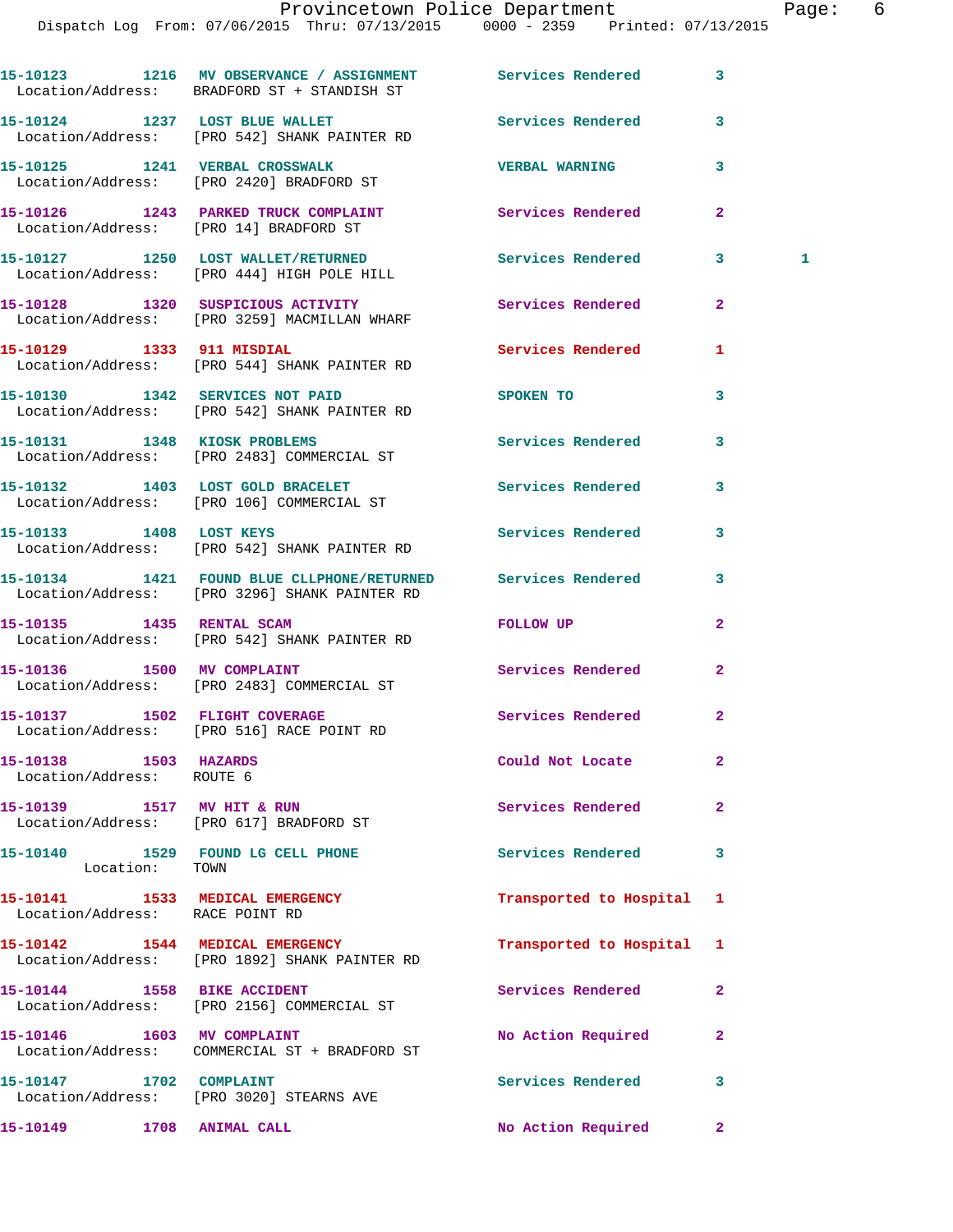15-10123 1216 MV OBSERVANCE / ASSIGNMENT Services Rendered 3
Location/Address: BRADFORD ST + STANDISH ST

15-10124 1237 LOST BLUE WALLET Services Rendered 3
Location/Address: [PRO 542] SHANK PAINTER RD

15-10125 1241 VERBAL CROSSWALK VERBAL WARNING 3
Location/Address: [PRO 2420] BRADFORD ST

15-10126 1243 PARKED TRUCK COMPLAINT Services Rendered 2
Location/Address: [PRO 14] BRADFORD ST

15-10127 1250 LOST WALLET/RETURNED Services Rendered 3 1
Location/Address: [PRO 444] HIGH POLE HILL

15-10128 1320 SUSPICIOUS ACTIVITY Services Rendered 2
Location/Address: [PRO 3259] MACMILLAN WHARF

15-10129 1333 911 MISDIAL Services Rendered 1
Location/Address: [PRO 544] SHANK PAINTER RD

15-10130 1342 SERVICES NOT PAID SPOKEN TO 3
Location/Address: [PRO 542] SHANK PAINTER RD

15-10131 1348 KIOSK PROBLEMS Services Rendered 3
Location/Address: [PRO 2483] COMMERCIAL ST

15-10132 1403 LOST GOLD BRACELET Services Rendered 3
Location/Address: [PRO 106] COMMERCIAL ST

15-10133 1408 LOST KEYS Services Rendered 3
Location/Address: [PRO 542] SHANK PAINTER RD

15-10134 1421 FOUND BLUE CLLPHONE/RETURNED Services Rendered 3
Location/Address: [PRO 3296] SHANK PAINTER RD

15-10135 1435 RENTAL SCAM FOLLOW UP 2
Location/Address: [PRO 542] SHANK PAINTER RD

15-10136 1500 MV COMPLAINT Services Rendered 2
Location/Address: [PRO 2483] COMMERCIAL ST

15-10137 1502 FLIGHT COVERAGE Services Rendered 2
Location/Address: [PRO 516] RACE POINT RD

15-10138 1503 HAZARDS Could Not Locate 2
Location/Address: ROUTE 6

15-10139 1517 MV HIT & RUN Services Rendered 2
Location/Address: [PRO 617] BRADFORD ST

15-10140 1529 FOUND LG CELL PHONE Services Rendered 3
Location: TOWN

15-10141 1533 MEDICAL EMERGENCY Transported to Hospital 1
Location/Address: RACE POINT RD

15-10142 1544 MEDICAL EMERGENCY Transported to Hospital 1
Location/Address: [PRO 1892] SHANK PAINTER RD

15-10144 1558 BIKE ACCIDENT Services Rendered 2
Location/Address: [PRO 2156] COMMERCIAL ST

15-10146 1603 MV COMPLAINT No Action Required 2
Location/Address: COMMERCIAL ST + BRADFORD ST

15-10147 1702 COMPLAINT Services Rendered 3
Location/Address: [PRO 3020] STEARNS AVE

15-10149 1708 ANIMAL CALL No Action Required 2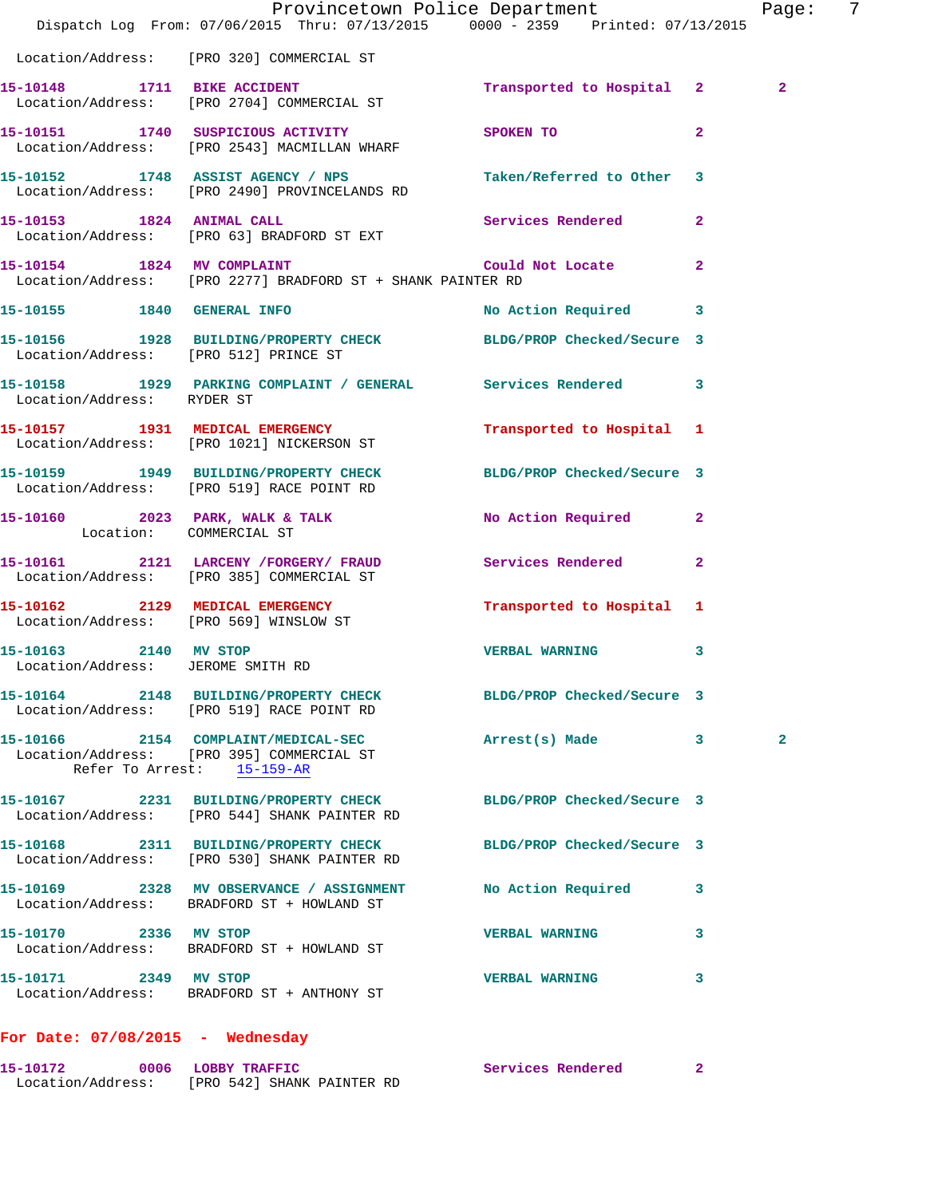Location/Address: [PRO 320] COMMERCIAL ST

**15-10148** 1711 **BIKE ACCIDENT** Transported to Hospital 2 2
Location/Address: [PRO 2704] COMMERCIAL ST

**15-10151** 1740 **SUSPICIOUS ACTIVITY** SPOKEN TO 2
Location/Address: [PRO 2543] MACMILLAN WHARF

**15-10152** 1748 **ASSIST AGENCY / NPS** Taken/Referred to Other 3
Location/Address: [PRO 2490] PROVINCELANDS RD

**15-10153** 1824 **ANIMAL CALL** Services Rendered 2
Location/Address: [PRO 63] BRADFORD ST EXT

**15-10154** 1824 **MV COMPLAINT** Could Not Locate 2
Location/Address: [PRO 2277] BRADFORD ST + SHANK PAINTER RD

**15-10155** 1840 **GENERAL INFO** No Action Required 3

**15-10156** 1928 **BUILDING/PROPERTY CHECK** BLDG/PROP Checked/Secure 3
Location/Address: [PRO 512] PRINCE ST

**15-10158** 1929 **PARKING COMPLAINT / GENERAL** Services Rendered 3
Location/Address: RYDER ST

**15-10157** 1931 **MEDICAL EMERGENCY** Transported to Hospital 1
Location/Address: [PRO 1021] NICKERSON ST

**15-10159** 1949 **BUILDING/PROPERTY CHECK** BLDG/PROP Checked/Secure 3
Location/Address: [PRO 519] RACE POINT RD

**15-10160** 2023 **PARK, WALK & TALK** No Action Required 2
Location: COMMERCIAL ST

**15-10161** 2121 **LARCENY /FORGERY/ FRAUD** Services Rendered 2
Location/Address: [PRO 385] COMMERCIAL ST

**15-10162** 2129 **MEDICAL EMERGENCY** Transported to Hospital 1
Location/Address: [PRO 569] WINSLOW ST

**15-10163** 2140 **MV STOP** VERBAL WARNING 3
Location/Address: JEROME SMITH RD

**15-10164** 2148 **BUILDING/PROPERTY CHECK** BLDG/PROP Checked/Secure 3
Location/Address: [PRO 519] RACE POINT RD

**15-10166** 2154 **COMPLAINT/MEDICAL-SEC** Arrest(s) Made 3 2
Location/Address: [PRO 395] COMMERCIAL ST
Refer To Arrest: 15-159-AR

**15-10167** 2231 **BUILDING/PROPERTY CHECK** BLDG/PROP Checked/Secure 3
Location/Address: [PRO 544] SHANK PAINTER RD

**15-10168** 2311 **BUILDING/PROPERTY CHECK** BLDG/PROP Checked/Secure 3
Location/Address: [PRO 530] SHANK PAINTER RD

**15-10169** 2328 **MV OBSERVANCE / ASSIGNMENT** No Action Required 3
Location/Address: BRADFORD ST + HOWLAND ST

**15-10170** 2336 **MV STOP** VERBAL WARNING 3
Location/Address: BRADFORD ST + HOWLAND ST

**15-10171** 2349 **MV STOP** VERBAL WARNING 3
Location/Address: BRADFORD ST + ANTHONY ST

## For Date: 07/08/2015 - Wednesday

**15-10172** 0006 **LOBBY TRAFFIC** Services Rendered 2
Location/Address: [PRO 542] SHANK PAINTER RD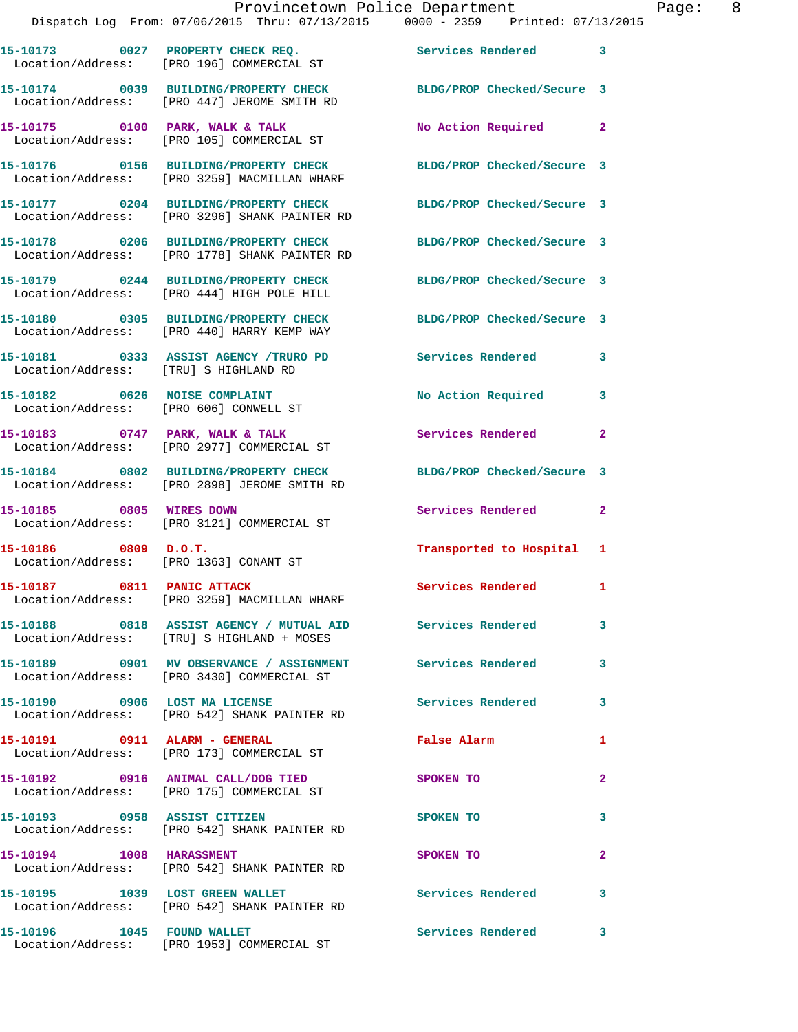| Call Number | Time | Call Reason | Action | Priority |
|---|---|---|---|---|
| 15-10173 | 0027 | PROPERTY CHECK REQ. | Services Rendered | 3 |
| Location/Address: | | [PRO 196] COMMERCIAL ST | | |
| 15-10174 | 0039 | BUILDING/PROPERTY CHECK | BLDG/PROP Checked/Secure | 3 |
| Location/Address: | | [PRO 447] JEROME SMITH RD | | |
| 15-10175 | 0100 | PARK, WALK & TALK | No Action Required | 2 |
| Location/Address: | | [PRO 105] COMMERCIAL ST | | |
| 15-10176 | 0156 | BUILDING/PROPERTY CHECK | BLDG/PROP Checked/Secure | 3 |
| Location/Address: | | [PRO 3259] MACMILLAN WHARF | | |
| 15-10177 | 0204 | BUILDING/PROPERTY CHECK | BLDG/PROP Checked/Secure | 3 |
| Location/Address: | | [PRO 3296] SHANK PAINTER RD | | |
| 15-10178 | 0206 | BUILDING/PROPERTY CHECK | BLDG/PROP Checked/Secure | 3 |
| Location/Address: | | [PRO 1778] SHANK PAINTER RD | | |
| 15-10179 | 0244 | BUILDING/PROPERTY CHECK | BLDG/PROP Checked/Secure | 3 |
| Location/Address: | | [PRO 444] HIGH POLE HILL | | |
| 15-10180 | 0305 | BUILDING/PROPERTY CHECK | BLDG/PROP Checked/Secure | 3 |
| Location/Address: | | [PRO 440] HARRY KEMP WAY | | |
| 15-10181 | 0333 | ASSIST AGENCY /TRURO PD | Services Rendered | 3 |
| Location/Address: | | [TRU] S HIGHLAND RD | | |
| 15-10182 | 0626 | NOISE COMPLAINT | No Action Required | 3 |
| Location/Address: | | [PRO 606] CONWELL ST | | |
| 15-10183 | 0747 | PARK, WALK & TALK | Services Rendered | 2 |
| Location/Address: | | [PRO 2977] COMMERCIAL ST | | |
| 15-10184 | 0802 | BUILDING/PROPERTY CHECK | BLDG/PROP Checked/Secure | 3 |
| Location/Address: | | [PRO 2898] JEROME SMITH RD | | |
| 15-10185 | 0805 | WIRES DOWN | Services Rendered | 2 |
| Location/Address: | | [PRO 3121] COMMERCIAL ST | | |
| 15-10186 | 0809 | D.O.T. | Transported to Hospital | 1 |
| Location/Address: | | [PRO 1363] CONANT ST | | |
| 15-10187 | 0811 | PANIC ATTACK | Services Rendered | 1 |
| Location/Address: | | [PRO 3259] MACMILLAN WHARF | | |
| 15-10188 | 0818 | ASSIST AGENCY / MUTUAL AID | Services Rendered | 3 |
| Location/Address: | | [TRU] S HIGHLAND + MOSES | | |
| 15-10189 | 0901 | MV OBSERVANCE / ASSIGNMENT | Services Rendered | 3 |
| Location/Address: | | [PRO 3430] COMMERCIAL ST | | |
| 15-10190 | 0906 | LOST MA LICENSE | Services Rendered | 3 |
| Location/Address: | | [PRO 542] SHANK PAINTER RD | | |
| 15-10191 | 0911 | ALARM - GENERAL | False Alarm | 1 |
| Location/Address: | | [PRO 173] COMMERCIAL ST | | |
| 15-10192 | 0916 | ANIMAL CALL/DOG TIED | SPOKEN TO | 2 |
| Location/Address: | | [PRO 175] COMMERCIAL ST | | |
| 15-10193 | 0958 | ASSIST CITIZEN | SPOKEN TO | 3 |
| Location/Address: | | [PRO 542] SHANK PAINTER RD | | |
| 15-10194 | 1008 | HARASSMENT | SPOKEN TO | 2 |
| Location/Address: | | [PRO 542] SHANK PAINTER RD | | |
| 15-10195 | 1039 | LOST GREEN WALLET | Services Rendered | 3 |
| Location/Address: | | [PRO 542] SHANK PAINTER RD | | |
| 15-10196 | 1045 | FOUND WALLET | Services Rendered | 3 |
| Location/Address: | | [PRO 1953] COMMERCIAL ST | | |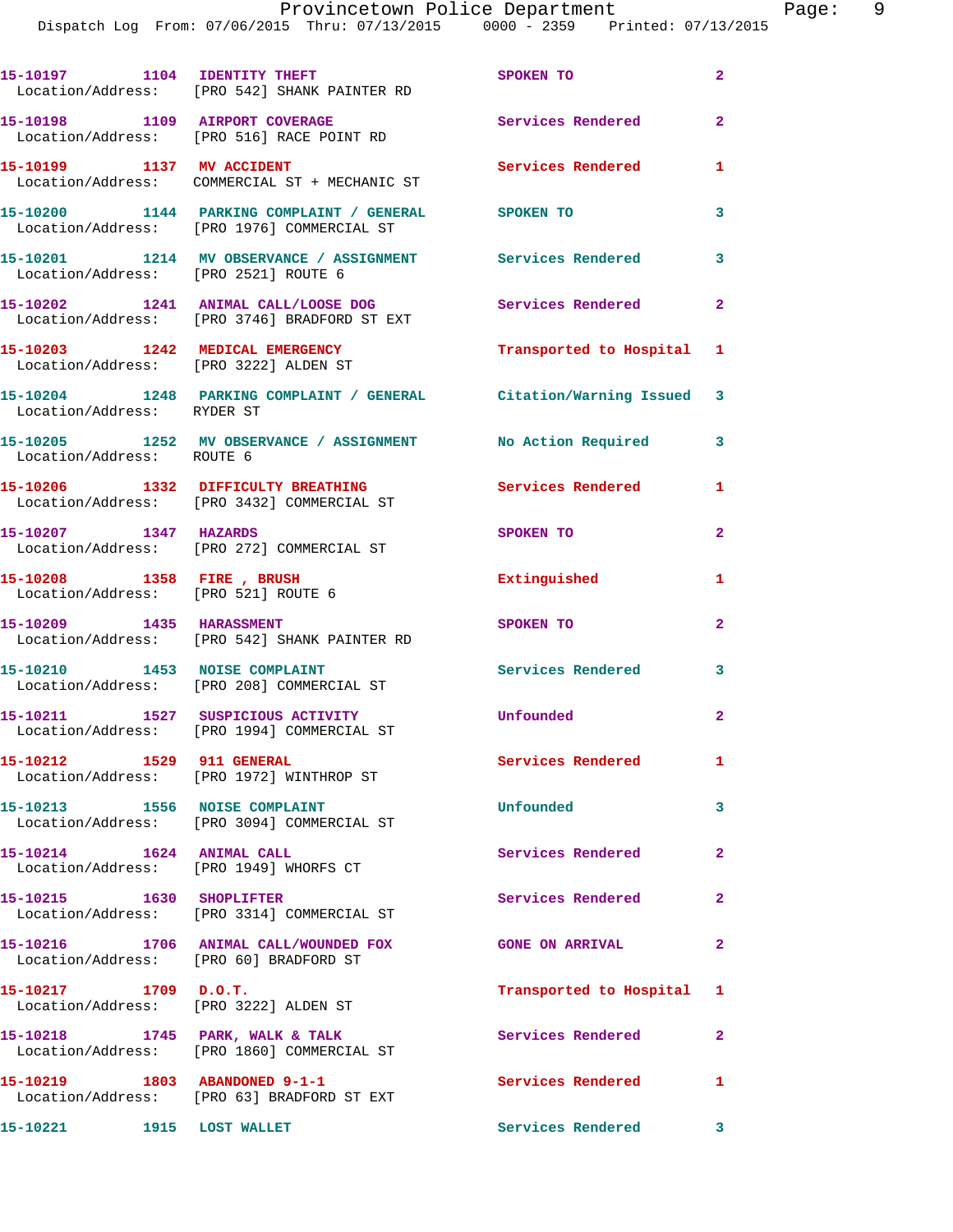15-10197 1104 IDENTITY THEFT SPOKEN TO 2
Location/Address: [PRO 542] SHANK PAINTER RD

15-10198 1109 AIRPORT COVERAGE Services Rendered 2
Location/Address: [PRO 516] RACE POINT RD

15-10199 1137 MV ACCIDENT Services Rendered 1
Location/Address: COMMERCIAL ST + MECHANIC ST

15-10200 1144 PARKING COMPLAINT / GENERAL SPOKEN TO 3
Location/Address: [PRO 1976] COMMERCIAL ST

15-10201 1214 MV OBSERVANCE / ASSIGNMENT Services Rendered 3
Location/Address: [PRO 2521] ROUTE 6

15-10202 1241 ANIMAL CALL/LOOSE DOG Services Rendered 2
Location/Address: [PRO 3746] BRADFORD ST EXT

15-10203 1242 MEDICAL EMERGENCY Transported to Hospital 1
Location/Address: [PRO 3222] ALDEN ST

15-10204 1248 PARKING COMPLAINT / GENERAL Citation/Warning Issued 3
Location/Address: RYDER ST

15-10205 1252 MV OBSERVANCE / ASSIGNMENT No Action Required 3
Location/Address: ROUTE 6

15-10206 1332 DIFFICULTY BREATHING Services Rendered 1
Location/Address: [PRO 3432] COMMERCIAL ST

15-10207 1347 HAZARDS SPOKEN TO 2
Location/Address: [PRO 272] COMMERCIAL ST

15-10208 1358 FIRE , BRUSH Extinguished 1
Location/Address: [PRO 521] ROUTE 6

15-10209 1435 HARASSMENT SPOKEN TO 2
Location/Address: [PRO 542] SHANK PAINTER RD

15-10210 1453 NOISE COMPLAINT Services Rendered 3
Location/Address: [PRO 208] COMMERCIAL ST

15-10211 1527 SUSPICIOUS ACTIVITY Unfounded 2
Location/Address: [PRO 1994] COMMERCIAL ST

15-10212 1529 911 GENERAL Services Rendered 1
Location/Address: [PRO 1972] WINTHROP ST

15-10213 1556 NOISE COMPLAINT Unfounded 3
Location/Address: [PRO 3094] COMMERCIAL ST

15-10214 1624 ANIMAL CALL Services Rendered 2
Location/Address: [PRO 1949] WHORFS CT

15-10215 1630 SHOPLIFTER Services Rendered 2
Location/Address: [PRO 3314] COMMERCIAL ST

15-10216 1706 ANIMAL CALL/WOUNDED FOX GONE ON ARRIVAL 2
Location/Address: [PRO 60] BRADFORD ST

15-10217 1709 D.O.T. Transported to Hospital 1
Location/Address: [PRO 3222] ALDEN ST

15-10218 1745 PARK, WALK & TALK Services Rendered 2
Location/Address: [PRO 1860] COMMERCIAL ST

15-10219 1803 ABANDONED 9-1-1 Services Rendered 1
Location/Address: [PRO 63] BRADFORD ST EXT

15-10221 1915 LOST WALLET Services Rendered 3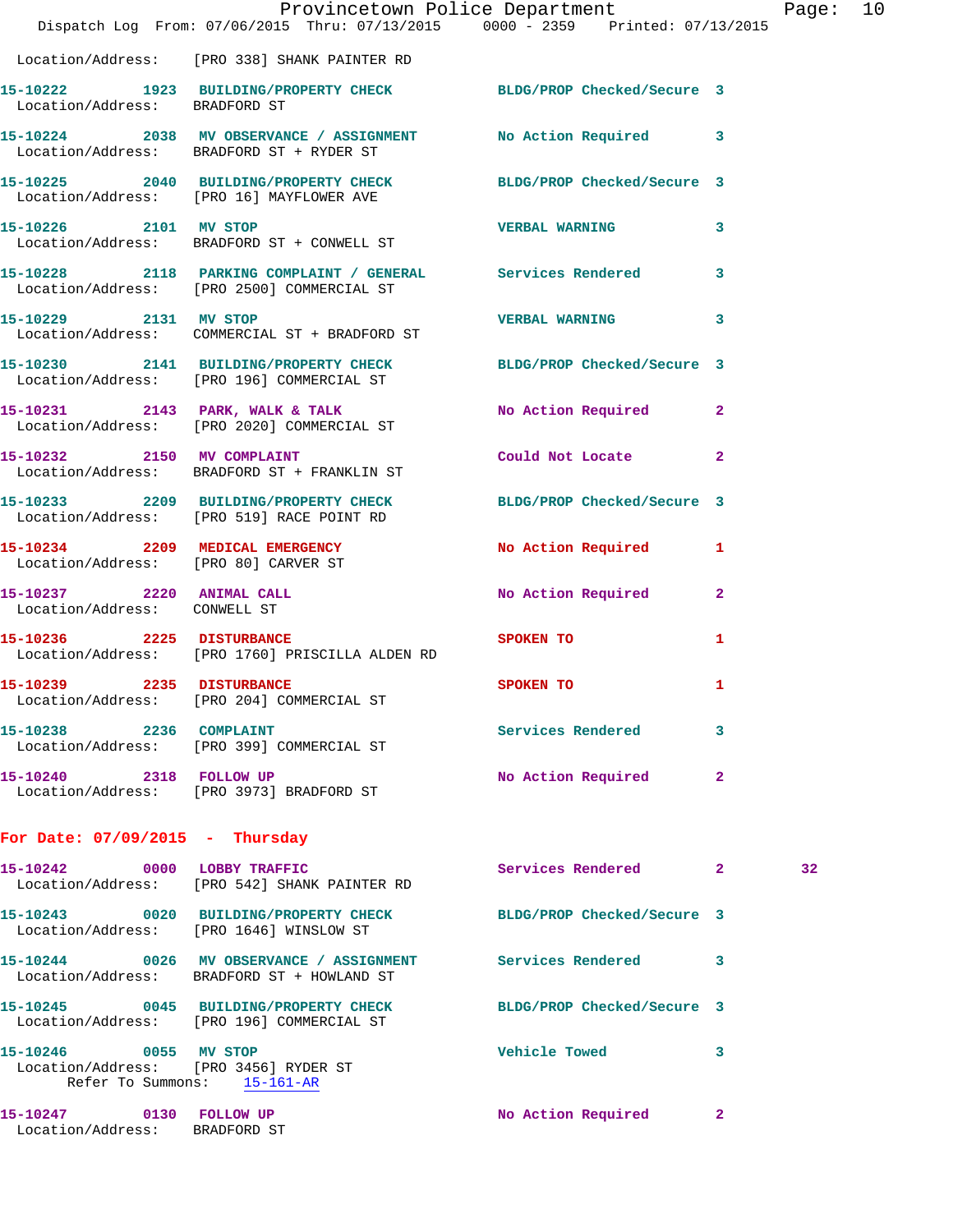Location/Address: [PRO 338] SHANK PAINTER RD

**15-10222** 1923 **BUILDING/PROPERTY CHECK** BLDG/PROP Checked/Secure 3
Location/Address: BRADFORD ST

**15-10224** 2038 **MV OBSERVANCE / ASSIGNMENT** No Action Required 3
Location/Address: BRADFORD ST + RYDER ST

**15-10225** 2040 **BUILDING/PROPERTY CHECK** BLDG/PROP Checked/Secure 3
Location/Address: [PRO 16] MAYFLOWER AVE

**15-10226** 2101 **MV STOP** VERBAL WARNING 3
Location/Address: BRADFORD ST + CONWELL ST

**15-10228** 2118 **PARKING COMPLAINT / GENERAL** Services Rendered 3
Location/Address: [PRO 2500] COMMERCIAL ST

**15-10229** 2131 **MV STOP** VERBAL WARNING 3
Location/Address: COMMERCIAL ST + BRADFORD ST

**15-10230** 2141 **BUILDING/PROPERTY CHECK** BLDG/PROP Checked/Secure 3
Location/Address: [PRO 196] COMMERCIAL ST

**15-10231** 2143 **PARK, WALK & TALK** No Action Required 2
Location/Address: [PRO 2020] COMMERCIAL ST

**15-10232** 2150 **MV COMPLAINT** Could Not Locate 2
Location/Address: BRADFORD ST + FRANKLIN ST

**15-10233** 2209 **BUILDING/PROPERTY CHECK** BLDG/PROP Checked/Secure 3
Location/Address: [PRO 519] RACE POINT RD

**15-10234** 2209 **MEDICAL EMERGENCY** No Action Required 1
Location/Address: [PRO 80] CARVER ST

**15-10237** 2220 **ANIMAL CALL** No Action Required 2
Location/Address: CONWELL ST

**15-10236** 2225 **DISTURBANCE** SPOKEN TO 1
Location/Address: [PRO 1760] PRISCILLA ALDEN RD

**15-10239** 2235 **DISTURBANCE** SPOKEN TO 1
Location/Address: [PRO 204] COMMERCIAL ST

**15-10238** 2236 **COMPLAINT** Services Rendered 3
Location/Address: [PRO 399] COMMERCIAL ST

**15-10240** 2318 **FOLLOW UP** No Action Required 2
Location/Address: [PRO 3973] BRADFORD ST

## For Date: 07/09/2015 - Thursday

**15-10242** 0000 **LOBBY TRAFFIC** Services Rendered 2 32
Location/Address: [PRO 542] SHANK PAINTER RD

**15-10243** 0020 **BUILDING/PROPERTY CHECK** BLDG/PROP Checked/Secure 3
Location/Address: [PRO 1646] WINSLOW ST

**15-10244** 0026 **MV OBSERVANCE / ASSIGNMENT** Services Rendered 3
Location/Address: BRADFORD ST + HOWLAND ST

**15-10245** 0045 **BUILDING/PROPERTY CHECK** BLDG/PROP Checked/Secure 3
Location/Address: [PRO 196] COMMERCIAL ST

**15-10246** 0055 **MV STOP** Vehicle Towed 3
Location/Address: [PRO 3456] RYDER ST
Refer To Summons: 15-161-AR

**15-10247** 0130 **FOLLOW UP** No Action Required 2
Location/Address: BRADFORD ST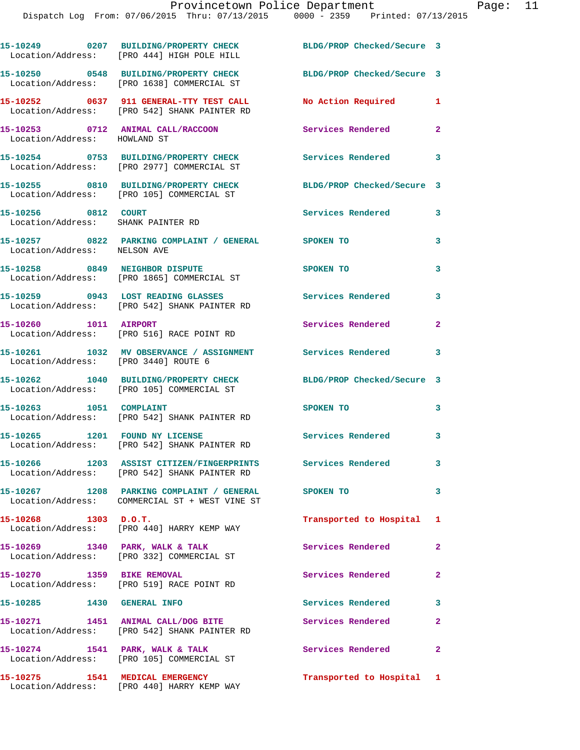| Call Number | Time | Call Reason | Action | Priority |
|---|---|---|---|---|
| 15-10249 | 0207 | BUILDING/PROPERTY CHECK | BLDG/PROP Checked/Secure | 3 |
| Location/Address: | | [PRO 444] HIGH POLE HILL | | |
| 15-10250 | 0548 | BUILDING/PROPERTY CHECK | BLDG/PROP Checked/Secure | 3 |
| Location/Address: | | [PRO 1638] COMMERCIAL ST | | |
| 15-10252 | 0637 | 911 GENERAL-TTY TEST CALL | No Action Required | 1 |
| Location/Address: | | [PRO 542] SHANK PAINTER RD | | |
| 15-10253 | 0712 | ANIMAL CALL/RACCOON | Services Rendered | 2 |
| Location/Address: | | HOWLAND ST | | |
| 15-10254 | 0753 | BUILDING/PROPERTY CHECK | Services Rendered | 3 |
| Location/Address: | | [PRO 2977] COMMERCIAL ST | | |
| 15-10255 | 0810 | BUILDING/PROPERTY CHECK | BLDG/PROP Checked/Secure | 3 |
| Location/Address: | | [PRO 105] COMMERCIAL ST | | |
| 15-10256 | 0812 | COURT | Services Rendered | 3 |
| Location/Address: | | SHANK PAINTER RD | | |
| 15-10257 | 0822 | PARKING COMPLAINT / GENERAL | SPOKEN TO | 3 |
| Location/Address: | | NELSON AVE | | |
| 15-10258 | 0849 | NEIGHBOR DISPUTE | SPOKEN TO | 3 |
| Location/Address: | | [PRO 1865] COMMERCIAL ST | | |
| 15-10259 | 0943 | LOST READING GLASSES | Services Rendered | 3 |
| Location/Address: | | [PRO 542] SHANK PAINTER RD | | |
| 15-10260 | 1011 | AIRPORT | Services Rendered | 2 |
| Location/Address: | | [PRO 516] RACE POINT RD | | |
| 15-10261 | 1032 | MV OBSERVANCE / ASSIGNMENT | Services Rendered | 3 |
| Location/Address: | | [PRO 3440] ROUTE 6 | | |
| 15-10262 | 1040 | BUILDING/PROPERTY CHECK | BLDG/PROP Checked/Secure | 3 |
| Location/Address: | | [PRO 105] COMMERCIAL ST | | |
| 15-10263 | 1051 | COMPLAINT | SPOKEN TO | 3 |
| Location/Address: | | [PRO 542] SHANK PAINTER RD | | |
| 15-10265 | 1201 | FOUND NY LICENSE | Services Rendered | 3 |
| Location/Address: | | [PRO 542] SHANK PAINTER RD | | |
| 15-10266 | 1203 | ASSIST CITIZEN/FINGERPRINTS | Services Rendered | 3 |
| Location/Address: | | [PRO 542] SHANK PAINTER RD | | |
| 15-10267 | 1208 | PARKING COMPLAINT / GENERAL | SPOKEN TO | 3 |
| Location/Address: | | COMMERCIAL ST + WEST VINE ST | | |
| 15-10268 | 1303 | D.O.T. | Transported to Hospital | 1 |
| Location/Address: | | [PRO 440] HARRY KEMP WAY | | |
| 15-10269 | 1340 | PARK, WALK & TALK | Services Rendered | 2 |
| Location/Address: | | [PRO 332] COMMERCIAL ST | | |
| 15-10270 | 1359 | BIKE REMOVAL | Services Rendered | 2 |
| Location/Address: | | [PRO 519] RACE POINT RD | | |
| 15-10285 | 1430 | GENERAL INFO | Services Rendered | 3 |
| 15-10271 | 1451 | ANIMAL CALL/DOG BITE | Services Rendered | 2 |
| Location/Address: | | [PRO 542] SHANK PAINTER RD | | |
| 15-10274 | 1541 | PARK, WALK & TALK | Services Rendered | 2 |
| Location/Address: | | [PRO 105] COMMERCIAL ST | | |
| 15-10275 | 1541 | MEDICAL EMERGENCY | Transported to Hospital | 1 |
| Location/Address: | | [PRO 440] HARRY KEMP WAY | | |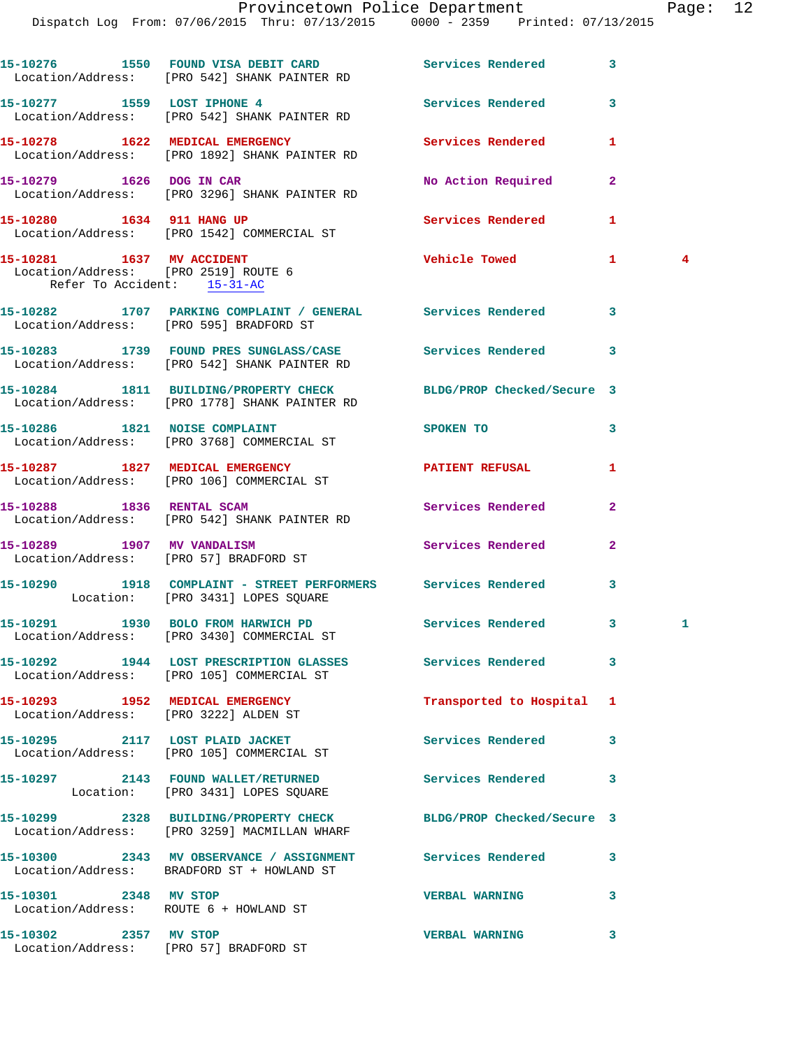15-10276 1550 FOUND VISA DEBIT CARD Services Rendered 3
Location/Address: [PRO 542] SHANK PAINTER RD

15-10277 1559 LOST IPHONE 4 Services Rendered 3
Location/Address: [PRO 542] SHANK PAINTER RD

15-10278 1622 MEDICAL EMERGENCY Services Rendered 1
Location/Address: [PRO 1892] SHANK PAINTER RD

15-10279 1626 DOG IN CAR No Action Required 2
Location/Address: [PRO 3296] SHANK PAINTER RD

15-10280 1634 911 HANG UP Services Rendered 1
Location/Address: [PRO 1542] COMMERCIAL ST

15-10281 1637 MV ACCIDENT Vehicle Towed 1 4
Location/Address: [PRO 2519] ROUTE 6
Refer To Accident: 15-31-AC

15-10282 1707 PARKING COMPLAINT / GENERAL Services Rendered 3
Location/Address: [PRO 595] BRADFORD ST

15-10283 1739 FOUND PRES SUNGLASS/CASE Services Rendered 3
Location/Address: [PRO 542] SHANK PAINTER RD

15-10284 1811 BUILDING/PROPERTY CHECK BLDG/PROP Checked/Secure 3
Location/Address: [PRO 1778] SHANK PAINTER RD

15-10286 1821 NOISE COMPLAINT SPOKEN TO 3
Location/Address: [PRO 3768] COMMERCIAL ST

15-10287 1827 MEDICAL EMERGENCY PATIENT REFUSAL 1
Location/Address: [PRO 106] COMMERCIAL ST

15-10288 1836 RENTAL SCAM Services Rendered 2
Location/Address: [PRO 542] SHANK PAINTER RD

15-10289 1907 MV VANDALISM Services Rendered 2
Location/Address: [PRO 57] BRADFORD ST

15-10290 1918 COMPLAINT - STREET PERFORMERS Services Rendered 3
Location: [PRO 3431] LOPES SQUARE

15-10291 1930 BOLO FROM HARWICH PD Services Rendered 3 1
Location/Address: [PRO 3430] COMMERCIAL ST

15-10292 1944 LOST PRESCRIPTION GLASSES Services Rendered 3
Location/Address: [PRO 105] COMMERCIAL ST

15-10293 1952 MEDICAL EMERGENCY Transported to Hospital 1
Location/Address: [PRO 3222] ALDEN ST

15-10295 2117 LOST PLAID JACKET Services Rendered 3
Location/Address: [PRO 105] COMMERCIAL ST

15-10297 2143 FOUND WALLET/RETURNED Services Rendered 3
Location: [PRO 3431] LOPES SQUARE

15-10299 2328 BUILDING/PROPERTY CHECK BLDG/PROP Checked/Secure 3
Location/Address: [PRO 3259] MACMILLAN WHARF

15-10300 2343 MV OBSERVANCE / ASSIGNMENT Services Rendered 3
Location/Address: BRADFORD ST + HOWLAND ST

15-10301 2348 MV STOP VERBAL WARNING 3
Location/Address: ROUTE 6 + HOWLAND ST

15-10302 2357 MV STOP VERBAL WARNING 3
Location/Address: [PRO 57] BRADFORD ST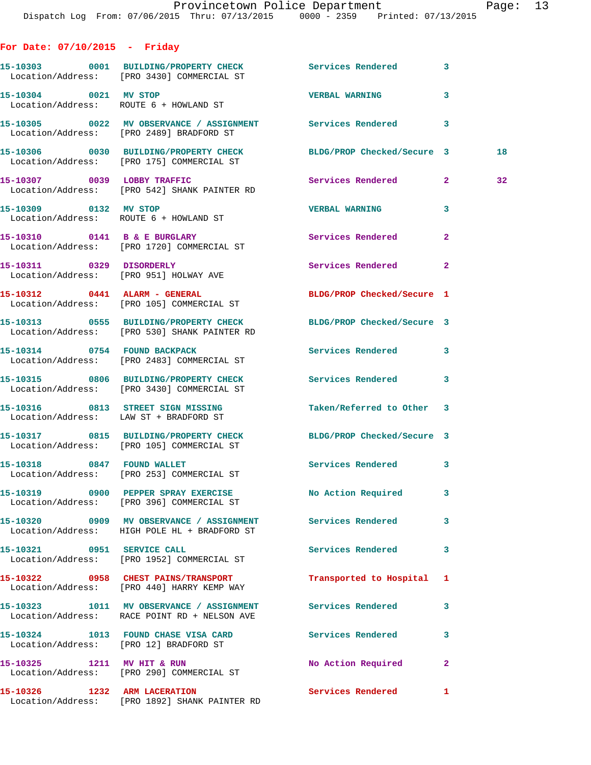## For Date: 07/10/2015 - Friday

| Call # | Time | Call Type | Disposition | Priority | |
|---|---|---|---|---|---|
| **15-10303** | **0001** | **BUILDING/PROPERTY CHECK** | Services Rendered | 3 | |
| Location/Address: | | [PRO 3430] COMMERCIAL ST | | | |
| **15-10304** | **0021** | **MV STOP** | VERBAL WARNING | 3 | |
| Location/Address: | | ROUTE 6 + HOWLAND ST | | | |
| **15-10305** | **0022** | **MV OBSERVANCE / ASSIGNMENT** | Services Rendered | 3 | |
| Location/Address: | | [PRO 2489] BRADFORD ST | | | |
| **15-10306** | **0030** | **BUILDING/PROPERTY CHECK** | BLDG/PROP Checked/Secure | 3 | 18 |
| Location/Address: | | [PRO 175] COMMERCIAL ST | | | |
| **15-10307** | **0039** | **LOBBY TRAFFIC** | Services Rendered | 2 | 32 |
| Location/Address: | | [PRO 542] SHANK PAINTER RD | | | |
| **15-10309** | **0132** | **MV STOP** | VERBAL WARNING | 3 | |
| Location/Address: | | ROUTE 6 + HOWLAND ST | | | |
| **15-10310** | **0141** | **B & E BURGLARY** | Services Rendered | 2 | |
| Location/Address: | | [PRO 1720] COMMERCIAL ST | | | |
| **15-10311** | **0329** | **DISORDERLY** | Services Rendered | 2 | |
| Location/Address: | | [PRO 951] HOLWAY AVE | | | |
| **15-10312** | **0441** | **ALARM - GENERAL** | BLDG/PROP Checked/Secure | 1 | |
| Location/Address: | | [PRO 105] COMMERCIAL ST | | | |
| **15-10313** | **0555** | **BUILDING/PROPERTY CHECK** | BLDG/PROP Checked/Secure | 3 | |
| Location/Address: | | [PRO 530] SHANK PAINTER RD | | | |
| **15-10314** | **0754** | **FOUND BACKPACK** | Services Rendered | 3 | |
| Location/Address: | | [PRO 2483] COMMERCIAL ST | | | |
| **15-10315** | **0806** | **BUILDING/PROPERTY CHECK** | Services Rendered | 3 | |
| Location/Address: | | [PRO 3430] COMMERCIAL ST | | | |
| **15-10316** | **0813** | **STREET SIGN MISSING** | Taken/Referred to Other | 3 | |
| Location/Address: | | LAW ST + BRADFORD ST | | | |
| **15-10317** | **0815** | **BUILDING/PROPERTY CHECK** | BLDG/PROP Checked/Secure | 3 | |
| Location/Address: | | [PRO 105] COMMERCIAL ST | | | |
| **15-10318** | **0847** | **FOUND WALLET** | Services Rendered | 3 | |
| Location/Address: | | [PRO 253] COMMERCIAL ST | | | |
| **15-10319** | **0900** | **PEPPER SPRAY EXERCISE** | No Action Required | 3 | |
| Location/Address: | | [PRO 396] COMMERCIAL ST | | | |
| **15-10320** | **0909** | **MV OBSERVANCE / ASSIGNMENT** | Services Rendered | 3 | |
| Location/Address: | | HIGH POLE HL + BRADFORD ST | | | |
| **15-10321** | **0951** | **SERVICE CALL** | Services Rendered | 3 | |
| Location/Address: | | [PRO 1952] COMMERCIAL ST | | | |
| **15-10322** | **0958** | **CHEST PAINS/TRANSPORT** | Transported to Hospital | 1 | |
| Location/Address: | | [PRO 440] HARRY KEMP WAY | | | |
| **15-10323** | **1011** | **MV OBSERVANCE / ASSIGNMENT** | Services Rendered | 3 | |
| Location/Address: | | RACE POINT RD + NELSON AVE | | | |
| **15-10324** | **1013** | **FOUND CHASE VISA CARD** | Services Rendered | 3 | |
| Location/Address: | | [PRO 12] BRADFORD ST | | | |
| **15-10325** | **1211** | **MV HIT & RUN** | No Action Required | 2 | |
| Location/Address: | | [PRO 290] COMMERCIAL ST | | | |
| **15-10326** | **1232** | **ARM LACERATION** | Services Rendered | 1 | |
| Location/Address: | | [PRO 1892] SHANK PAINTER RD | | | |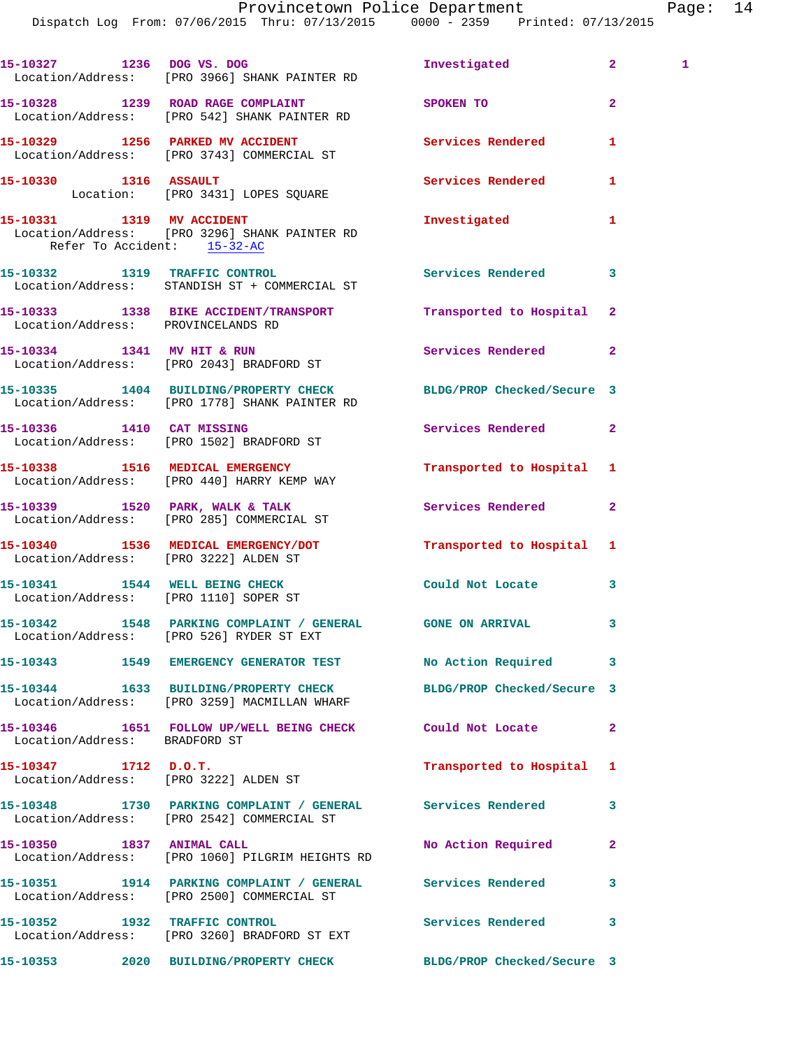15-10327 1236 DOG VS. DOG Investigated 2 1
Location/Address: [PRO 3966] SHANK PAINTER RD

15-10328 1239 ROAD RAGE COMPLAINT SPOKEN TO 2
Location/Address: [PRO 542] SHANK PAINTER RD

15-10329 1256 PARKED MV ACCIDENT Services Rendered 1
Location/Address: [PRO 3743] COMMERCIAL ST

15-10330 1316 ASSAULT Services Rendered 1
Location: [PRO 3431] LOPES SQUARE

15-10331 1319 MV ACCIDENT Investigated 1
Location/Address: [PRO 3296] SHANK PAINTER RD
Refer To Accident: 15-32-AC

15-10332 1319 TRAFFIC CONTROL Services Rendered 3
Location/Address: STANDISH ST + COMMERCIAL ST

15-10333 1338 BIKE ACCIDENT/TRANSPORT Transported to Hospital 2
Location/Address: PROVINCELANDS RD

15-10334 1341 MV HIT & RUN Services Rendered 2
Location/Address: [PRO 2043] BRADFORD ST

15-10335 1404 BUILDING/PROPERTY CHECK BLDG/PROP Checked/Secure 3
Location/Address: [PRO 1778] SHANK PAINTER RD

15-10336 1410 CAT MISSING Services Rendered 2
Location/Address: [PRO 1502] BRADFORD ST

15-10338 1516 MEDICAL EMERGENCY Transported to Hospital 1
Location/Address: [PRO 440] HARRY KEMP WAY

15-10339 1520 PARK, WALK & TALK Services Rendered 2
Location/Address: [PRO 285] COMMERCIAL ST

15-10340 1536 MEDICAL EMERGENCY/DOT Transported to Hospital 1
Location/Address: [PRO 3222] ALDEN ST

15-10341 1544 WELL BEING CHECK Could Not Locate 3
Location/Address: [PRO 1110] SOPER ST

15-10342 1548 PARKING COMPLAINT / GENERAL GONE ON ARRIVAL 3
Location/Address: [PRO 526] RYDER ST EXT

15-10343 1549 EMERGENCY GENERATOR TEST No Action Required 3

15-10344 1633 BUILDING/PROPERTY CHECK BLDG/PROP Checked/Secure 3
Location/Address: [PRO 3259] MACMILLAN WHARF

15-10346 1651 FOLLOW UP/WELL BEING CHECK Could Not Locate 2
Location/Address: BRADFORD ST

15-10347 1712 D.O.T. Transported to Hospital 1
Location/Address: [PRO 3222] ALDEN ST

15-10348 1730 PARKING COMPLAINT / GENERAL Services Rendered 3
Location/Address: [PRO 2542] COMMERCIAL ST

15-10350 1837 ANIMAL CALL No Action Required 2
Location/Address: [PRO 1060] PILGRIM HEIGHTS RD

15-10351 1914 PARKING COMPLAINT / GENERAL Services Rendered 3
Location/Address: [PRO 2500] COMMERCIAL ST

15-10352 1932 TRAFFIC CONTROL Services Rendered 3
Location/Address: [PRO 3260] BRADFORD ST EXT

15-10353 2020 BUILDING/PROPERTY CHECK BLDG/PROP Checked/Secure 3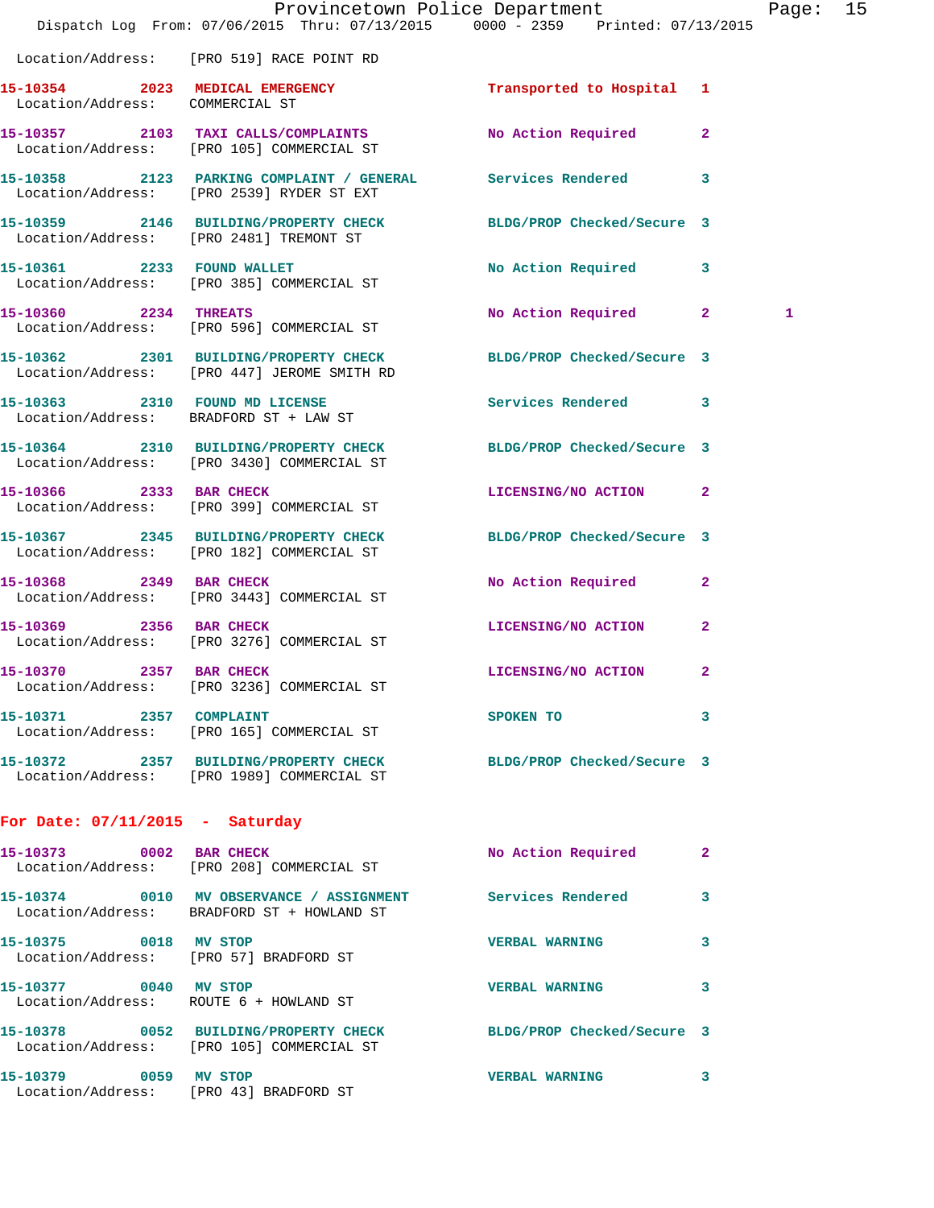Location/Address: [PRO 519] RACE POINT RD

**15-10354 2023 MEDICAL EMERGENCY** Transported to Hospital 1
Location/Address: COMMERCIAL ST

**15-10357 2103 TAXI CALLS/COMPLAINTS** No Action Required 2
Location/Address: [PRO 105] COMMERCIAL ST

**15-10358 2123 PARKING COMPLAINT / GENERAL** Services Rendered 3
Location/Address: [PRO 2539] RYDER ST EXT

**15-10359 2146 BUILDING/PROPERTY CHECK** BLDG/PROP Checked/Secure 3
Location/Address: [PRO 2481] TREMONT ST

**15-10361 2233 FOUND WALLET** No Action Required 3
Location/Address: [PRO 385] COMMERCIAL ST

**15-10360 2234 THREATS** No Action Required 2 1
Location/Address: [PRO 596] COMMERCIAL ST

**15-10362 2301 BUILDING/PROPERTY CHECK** BLDG/PROP Checked/Secure 3
Location/Address: [PRO 447] JEROME SMITH RD

**15-10363 2310 FOUND MD LICENSE** Services Rendered 3
Location/Address: BRADFORD ST + LAW ST

**15-10364 2310 BUILDING/PROPERTY CHECK** BLDG/PROP Checked/Secure 3
Location/Address: [PRO 3430] COMMERCIAL ST

**15-10366 2333 BAR CHECK** LICENSING/NO ACTION 2
Location/Address: [PRO 399] COMMERCIAL ST

**15-10367 2345 BUILDING/PROPERTY CHECK** BLDG/PROP Checked/Secure 3
Location/Address: [PRO 182] COMMERCIAL ST

**15-10368 2349 BAR CHECK** No Action Required 2
Location/Address: [PRO 3443] COMMERCIAL ST

**15-10369 2356 BAR CHECK** LICENSING/NO ACTION 2
Location/Address: [PRO 3276] COMMERCIAL ST

**15-10370 2357 BAR CHECK** LICENSING/NO ACTION 2
Location/Address: [PRO 3236] COMMERCIAL ST

**15-10371 2357 COMPLAINT** SPOKEN TO 3
Location/Address: [PRO 165] COMMERCIAL ST

**15-10372 2357 BUILDING/PROPERTY CHECK** BLDG/PROP Checked/Secure 3
Location/Address: [PRO 1989] COMMERCIAL ST

## For Date: 07/11/2015 - Saturday

**15-10373 0002 BAR CHECK** No Action Required 2
Location/Address: [PRO 208] COMMERCIAL ST

**15-10374 0010 MV OBSERVANCE / ASSIGNMENT** Services Rendered 3
Location/Address: BRADFORD ST + HOWLAND ST

**15-10375 0018 MV STOP** VERBAL WARNING 3
Location/Address: [PRO 57] BRADFORD ST

**15-10377 0040 MV STOP** VERBAL WARNING 3
Location/Address: ROUTE 6 + HOWLAND ST

**15-10378 0052 BUILDING/PROPERTY CHECK** BLDG/PROP Checked/Secure 3
Location/Address: [PRO 105] COMMERCIAL ST

**15-10379 0059 MV STOP** VERBAL WARNING 3
Location/Address: [PRO 43] BRADFORD ST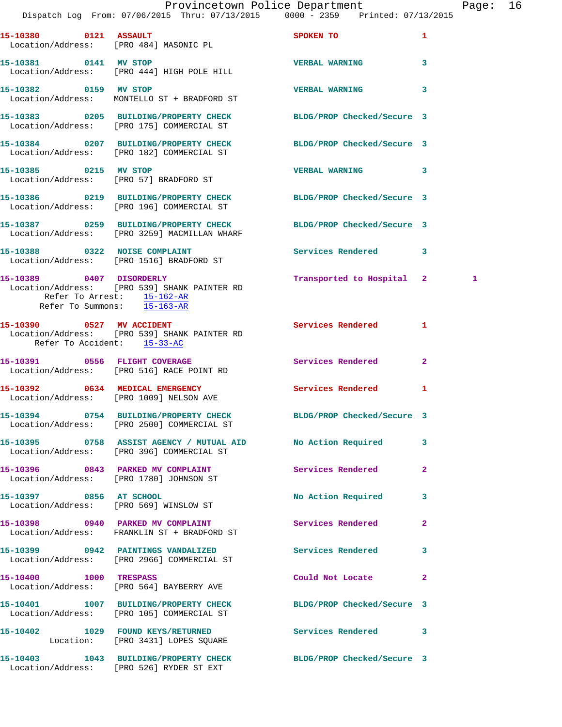**15-10380 0121 ASSAULT** SPOKEN TO 1
Location/Address: [PRO 484] MASONIC PL

**15-10381 0141 MV STOP** VERBAL WARNING 3
Location/Address: [PRO 444] HIGH POLE HILL

**15-10382 0159 MV STOP** VERBAL WARNING 3
Location/Address: MONTELLO ST + BRADFORD ST

**15-10383 0205 BUILDING/PROPERTY CHECK** BLDG/PROP Checked/Secure 3
Location/Address: [PRO 175] COMMERCIAL ST

**15-10384 0207 BUILDING/PROPERTY CHECK** BLDG/PROP Checked/Secure 3
Location/Address: [PRO 182] COMMERCIAL ST

**15-10385 0215 MV STOP** VERBAL WARNING 3
Location/Address: [PRO 57] BRADFORD ST

**15-10386 0219 BUILDING/PROPERTY CHECK** BLDG/PROP Checked/Secure 3
Location/Address: [PRO 196] COMMERCIAL ST

**15-10387 0259 BUILDING/PROPERTY CHECK** BLDG/PROP Checked/Secure 3
Location/Address: [PRO 3259] MACMILLAN WHARF

**15-10388 0322 NOISE COMPLAINT** Services Rendered 3
Location/Address: [PRO 1516] BRADFORD ST

**15-10389 0407 DISORDERLY** Transported to Hospital 2 1
Location/Address: [PRO 539] SHANK PAINTER RD
Refer To Arrest: 15-162-AR
Refer To Summons: 15-163-AR

**15-10390 0527 MV ACCIDENT** Services Rendered 1
Location/Address: [PRO 539] SHANK PAINTER RD
Refer To Accident: 15-33-AC

**15-10391 0556 FLIGHT COVERAGE** Services Rendered 2
Location/Address: [PRO 516] RACE POINT RD

**15-10392 0634 MEDICAL EMERGENCY** Services Rendered 1
Location/Address: [PRO 1009] NELSON AVE

**15-10394 0754 BUILDING/PROPERTY CHECK** BLDG/PROP Checked/Secure 3
Location/Address: [PRO 2500] COMMERCIAL ST

**15-10395 0758 ASSIST AGENCY / MUTUAL AID** No Action Required 3
Location/Address: [PRO 396] COMMERCIAL ST

**15-10396 0843 PARKED MV COMPLAINT** Services Rendered 2
Location/Address: [PRO 1780] JOHNSON ST

**15-10397 0856 AT SCHOOL** No Action Required 3
Location/Address: [PRO 569] WINSLOW ST

**15-10398 0940 PARKED MV COMPLAINT** Services Rendered 2
Location/Address: FRANKLIN ST + BRADFORD ST

**15-10399 0942 PAINTINGS VANDALIZED** Services Rendered 3
Location/Address: [PRO 2966] COMMERCIAL ST

**15-10400 1000 TRESPASS** Could Not Locate 2
Location/Address: [PRO 564] BAYBERRY AVE

**15-10401 1007 BUILDING/PROPERTY CHECK** BLDG/PROP Checked/Secure 3
Location/Address: [PRO 105] COMMERCIAL ST

**15-10402 1029 FOUND KEYS/RETURNED** Services Rendered 3
Location: [PRO 3431] LOPES SQUARE

**15-10403 1043 BUILDING/PROPERTY CHECK** BLDG/PROP Checked/Secure 3
Location/Address: [PRO 526] RYDER ST EXT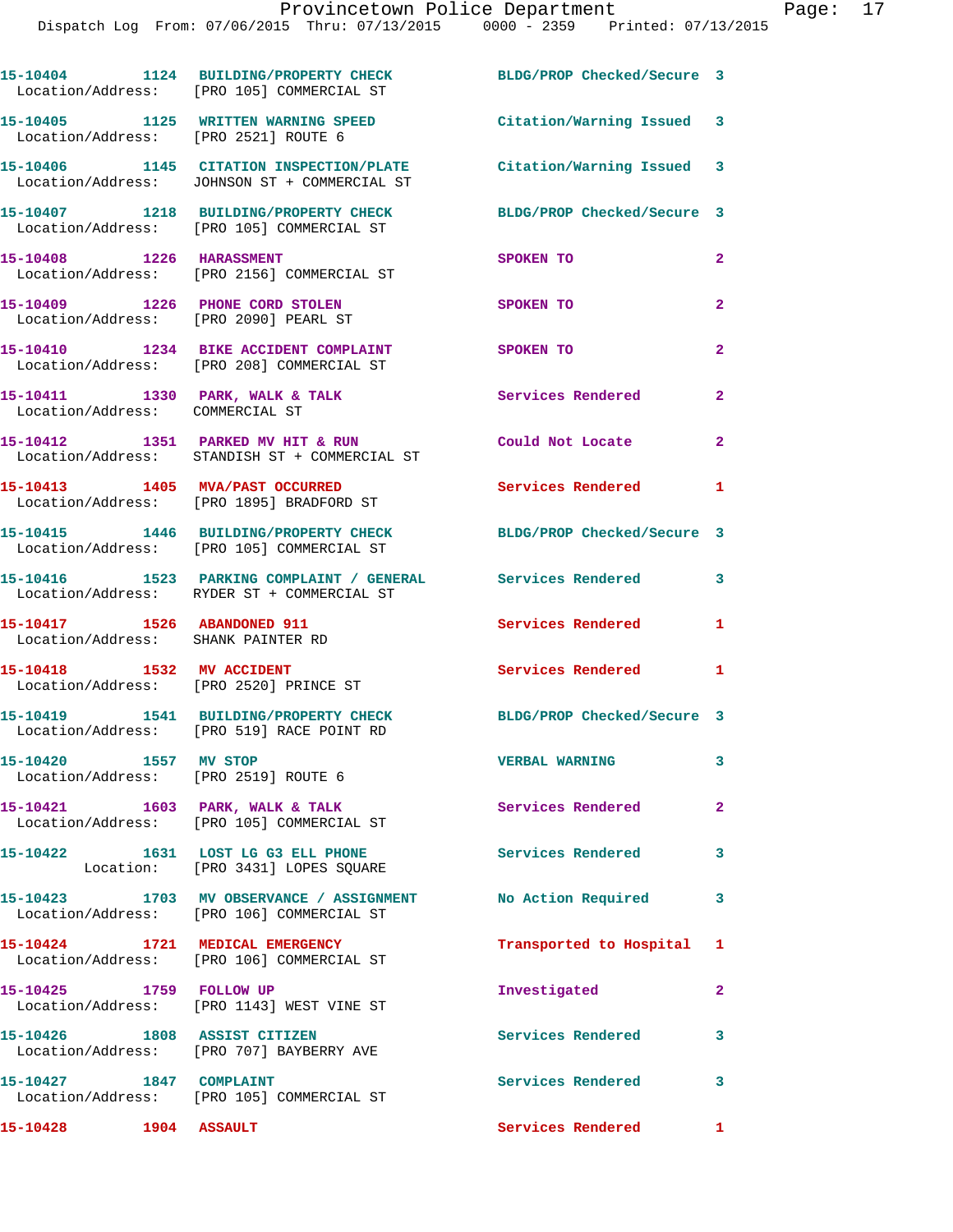15-10404 1124 BUILDING/PROPERTY CHECK BLDG/PROP Checked/Secure 3
Location/Address: [PRO 105] COMMERCIAL ST

15-10405 1125 WRITTEN WARNING SPEED Citation/Warning Issued 3
Location/Address: [PRO 2521] ROUTE 6

15-10406 1145 CITATION INSPECTION/PLATE Citation/Warning Issued 3
Location/Address: JOHNSON ST + COMMERCIAL ST

15-10407 1218 BUILDING/PROPERTY CHECK BLDG/PROP Checked/Secure 3
Location/Address: [PRO 105] COMMERCIAL ST

15-10408 1226 HARASSMENT SPOKEN TO 2
Location/Address: [PRO 2156] COMMERCIAL ST

15-10409 1226 PHONE CORD STOLEN SPOKEN TO 2
Location/Address: [PRO 2090] PEARL ST

15-10410 1234 BIKE ACCIDENT COMPLAINT SPOKEN TO 2
Location/Address: [PRO 208] COMMERCIAL ST

15-10411 1330 PARK, WALK & TALK Services Rendered 2
Location/Address: COMMERCIAL ST

15-10412 1351 PARKED MV HIT & RUN Could Not Locate 2
Location/Address: STANDISH ST + COMMERCIAL ST

15-10413 1405 MVA/PAST OCCURRED Services Rendered 1
Location/Address: [PRO 1895] BRADFORD ST

15-10415 1446 BUILDING/PROPERTY CHECK BLDG/PROP Checked/Secure 3
Location/Address: [PRO 105] COMMERCIAL ST

15-10416 1523 PARKING COMPLAINT / GENERAL Services Rendered 3
Location/Address: RYDER ST + COMMERCIAL ST

15-10417 1526 ABANDONED 911 Services Rendered 1
Location/Address: SHANK PAINTER RD

15-10418 1532 MV ACCIDENT Services Rendered 1
Location/Address: [PRO 2520] PRINCE ST

15-10419 1541 BUILDING/PROPERTY CHECK BLDG/PROP Checked/Secure 3
Location/Address: [PRO 519] RACE POINT RD

15-10420 1557 MV STOP VERBAL WARNING 3
Location/Address: [PRO 2519] ROUTE 6

15-10421 1603 PARK, WALK & TALK Services Rendered 2
Location/Address: [PRO 105] COMMERCIAL ST

15-10422 1631 LOST LG G3 ELL PHONE Services Rendered 3
Location: [PRO 3431] LOPES SQUARE

15-10423 1703 MV OBSERVANCE / ASSIGNMENT No Action Required 3
Location/Address: [PRO 106] COMMERCIAL ST

15-10424 1721 MEDICAL EMERGENCY Transported to Hospital 1
Location/Address: [PRO 106] COMMERCIAL ST

15-10425 1759 FOLLOW UP Investigated 2
Location/Address: [PRO 1143] WEST VINE ST

15-10426 1808 ASSIST CITIZEN Services Rendered 3
Location/Address: [PRO 707] BAYBERRY AVE

15-10427 1847 COMPLAINT Services Rendered 3
Location/Address: [PRO 105] COMMERCIAL ST

15-10428 1904 ASSAULT Services Rendered 1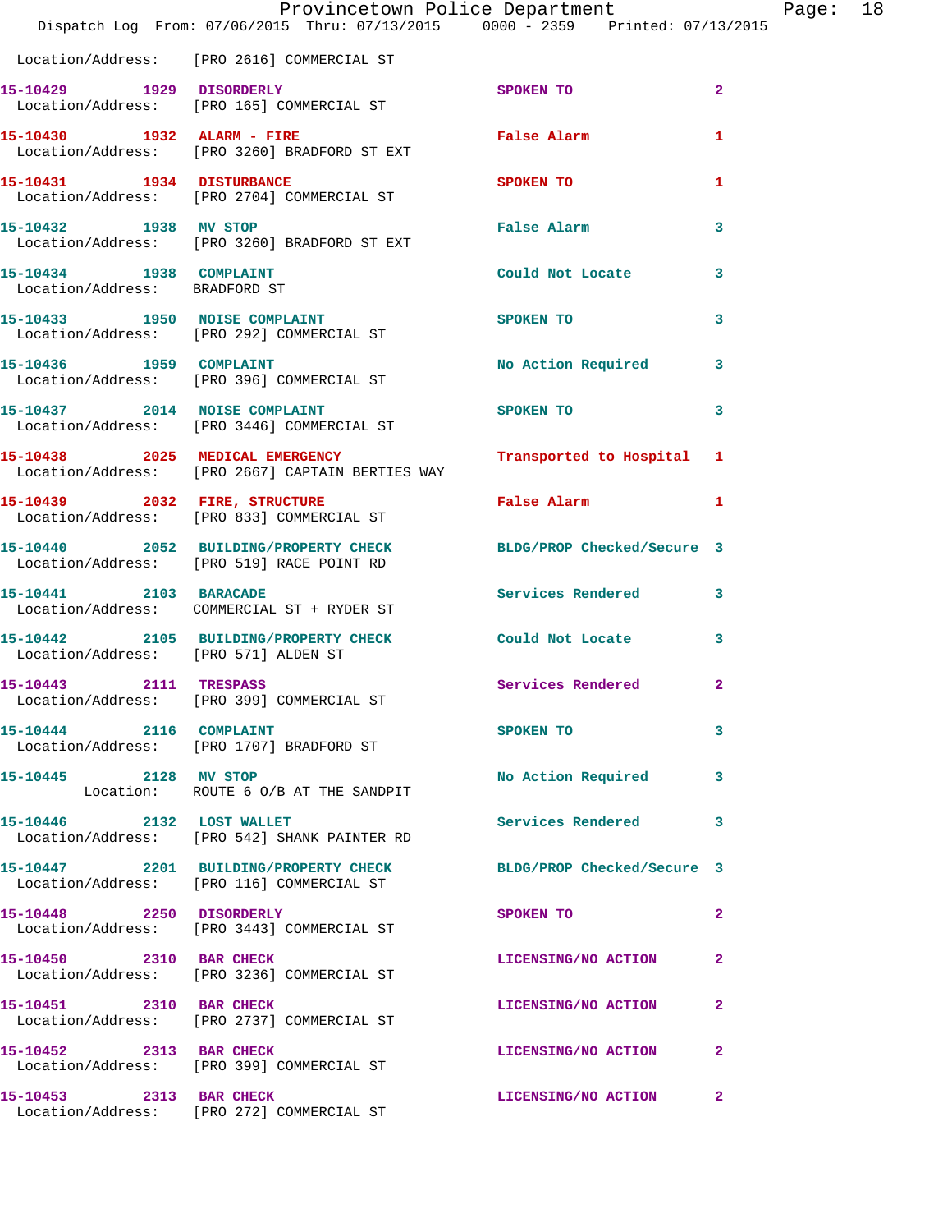Location/Address: [PRO 2616] COMMERCIAL ST

| Call Number | Time | Call Reason | Action | Priority |
|---|---|---|---|---|
| 15-10429 | 1929 | DISORDERLY | SPOKEN TO | 2 |
| | | Location/Address: [PRO 165] COMMERCIAL ST | | |
| 15-10430 | 1932 | ALARM - FIRE | False Alarm | 1 |
| | | Location/Address: [PRO 3260] BRADFORD ST EXT | | |
| 15-10431 | 1934 | DISTURBANCE | SPOKEN TO | 1 |
| | | Location/Address: [PRO 2704] COMMERCIAL ST | | |
| 15-10432 | 1938 | MV STOP | False Alarm | 3 |
| | | Location/Address: [PRO 3260] BRADFORD ST EXT | | |
| 15-10434 | 1938 | COMPLAINT | Could Not Locate | 3 |
| | | Location/Address: BRADFORD ST | | |
| 15-10433 | 1950 | NOISE COMPLAINT | SPOKEN TO | 3 |
| | | Location/Address: [PRO 292] COMMERCIAL ST | | |
| 15-10436 | 1959 | COMPLAINT | No Action Required | 3 |
| | | Location/Address: [PRO 396] COMMERCIAL ST | | |
| 15-10437 | 2014 | NOISE COMPLAINT | SPOKEN TO | 3 |
| | | Location/Address: [PRO 3446] COMMERCIAL ST | | |
| 15-10438 | 2025 | MEDICAL EMERGENCY | Transported to Hospital | 1 |
| | | Location/Address: [PRO 2667] CAPTAIN BERTIES WAY | | |
| 15-10439 | 2032 | FIRE, STRUCTURE | False Alarm | 1 |
| | | Location/Address: [PRO 833] COMMERCIAL ST | | |
| 15-10440 | 2052 | BUILDING/PROPERTY CHECK | BLDG/PROP Checked/Secure | 3 |
| | | Location/Address: [PRO 519] RACE POINT RD | | |
| 15-10441 | 2103 | BARACADE | Services Rendered | 3 |
| | | Location/Address: COMMERCIAL ST + RYDER ST | | |
| 15-10442 | 2105 | BUILDING/PROPERTY CHECK | Could Not Locate | 3 |
| | | Location/Address: [PRO 571] ALDEN ST | | |
| 15-10443 | 2111 | TRESPASS | Services Rendered | 2 |
| | | Location/Address: [PRO 399] COMMERCIAL ST | | |
| 15-10444 | 2116 | COMPLAINT | SPOKEN TO | 3 |
| | | Location/Address: [PRO 1707] BRADFORD ST | | |
| 15-10445 | 2128 | MV STOP | No Action Required | 3 |
| | | Location: ROUTE 6 O/B AT THE SANDPIT | | |
| 15-10446 | 2132 | LOST WALLET | Services Rendered | 3 |
| | | Location/Address: [PRO 542] SHANK PAINTER RD | | |
| 15-10447 | 2201 | BUILDING/PROPERTY CHECK | BLDG/PROP Checked/Secure | 3 |
| | | Location/Address: [PRO 116] COMMERCIAL ST | | |
| 15-10448 | 2250 | DISORDERLY | SPOKEN TO | 2 |
| | | Location/Address: [PRO 3443] COMMERCIAL ST | | |
| 15-10450 | 2310 | BAR CHECK | LICENSING/NO ACTION | 2 |
| | | Location/Address: [PRO 3236] COMMERCIAL ST | | |
| 15-10451 | 2310 | BAR CHECK | LICENSING/NO ACTION | 2 |
| | | Location/Address: [PRO 2737] COMMERCIAL ST | | |
| 15-10452 | 2313 | BAR CHECK | LICENSING/NO ACTION | 2 |
| | | Location/Address: [PRO 399] COMMERCIAL ST | | |
| 15-10453 | 2313 | BAR CHECK | LICENSING/NO ACTION | 2 |
| | | Location/Address: [PRO 272] COMMERCIAL ST | | |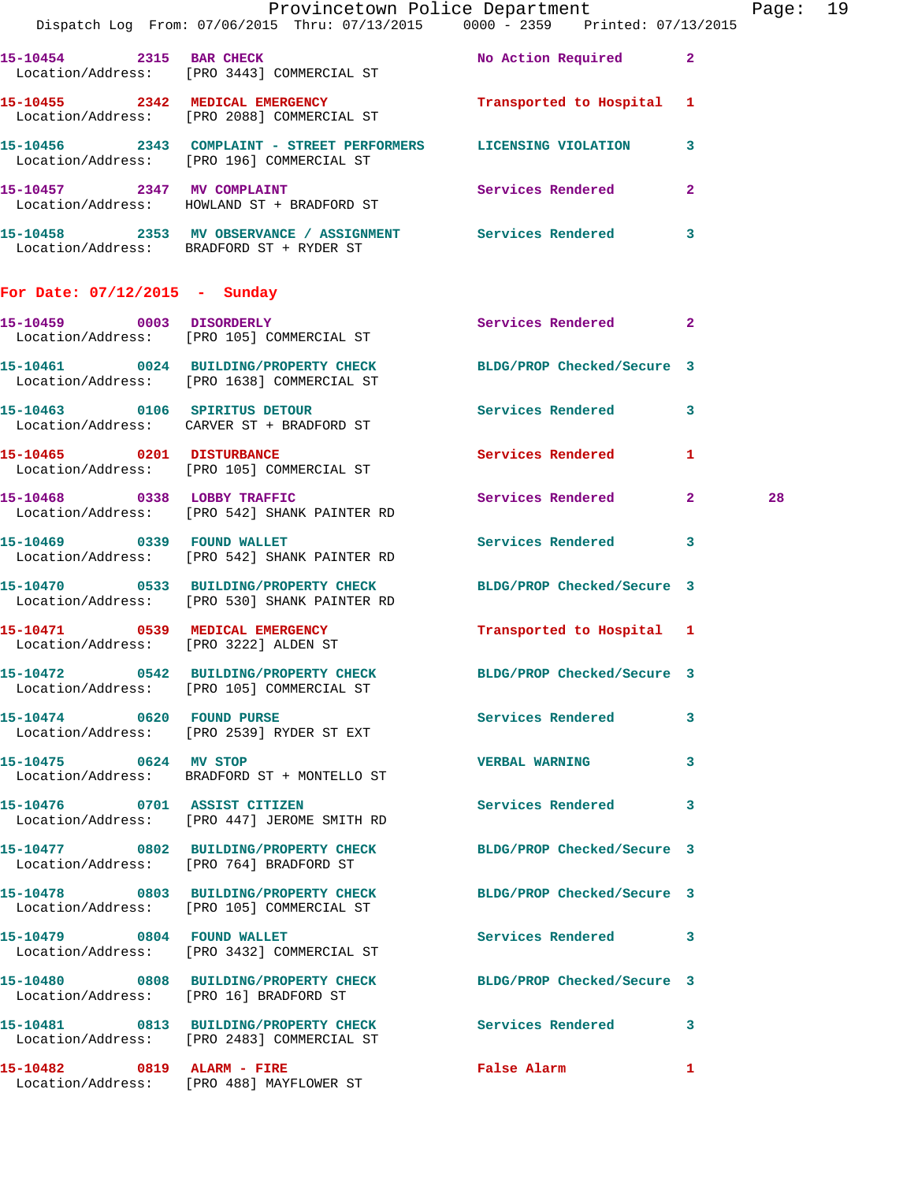15-10454 2315 BAR CHECK No Action Required 2
Location/Address: [PRO 3443] COMMERCIAL ST

15-10455 2342 MEDICAL EMERGENCY Transported to Hospital 1
Location/Address: [PRO 2088] COMMERCIAL ST

15-10456 2343 COMPLAINT - STREET PERFORMERS LICENSING VIOLATION 3
Location/Address: [PRO 196] COMMERCIAL ST

15-10457 2347 MV COMPLAINT Services Rendered 2
Location/Address: HOWLAND ST + BRADFORD ST

15-10458 2353 MV OBSERVANCE / ASSIGNMENT Services Rendered 3
Location/Address: BRADFORD ST + RYDER ST

## For Date: 07/12/2015 - Sunday

15-10459 0003 DISORDERLY Services Rendered 2
Location/Address: [PRO 105] COMMERCIAL ST

15-10461 0024 BUILDING/PROPERTY CHECK BLDG/PROP Checked/Secure 3
Location/Address: [PRO 1638] COMMERCIAL ST

15-10463 0106 SPIRITUS DETOUR Services Rendered 3
Location/Address: CARVER ST + BRADFORD ST

15-10465 0201 DISTURBANCE Services Rendered 1
Location/Address: [PRO 105] COMMERCIAL ST

15-10468 0338 LOBBY TRAFFIC Services Rendered 2 28
Location/Address: [PRO 542] SHANK PAINTER RD

15-10469 0339 FOUND WALLET Services Rendered 3
Location/Address: [PRO 542] SHANK PAINTER RD

15-10470 0533 BUILDING/PROPERTY CHECK BLDG/PROP Checked/Secure 3
Location/Address: [PRO 530] SHANK PAINTER RD

15-10471 0539 MEDICAL EMERGENCY Transported to Hospital 1
Location/Address: [PRO 3222] ALDEN ST

15-10472 0542 BUILDING/PROPERTY CHECK BLDG/PROP Checked/Secure 3
Location/Address: [PRO 105] COMMERCIAL ST

15-10474 0620 FOUND PURSE Services Rendered 3
Location/Address: [PRO 2539] RYDER ST EXT

15-10475 0624 MV STOP VERBAL WARNING 3
Location/Address: BRADFORD ST + MONTELLO ST

15-10476 0701 ASSIST CITIZEN Services Rendered 3
Location/Address: [PRO 447] JEROME SMITH RD

15-10477 0802 BUILDING/PROPERTY CHECK BLDG/PROP Checked/Secure 3
Location/Address: [PRO 764] BRADFORD ST

15-10478 0803 BUILDING/PROPERTY CHECK BLDG/PROP Checked/Secure 3
Location/Address: [PRO 105] COMMERCIAL ST

15-10479 0804 FOUND WALLET Services Rendered 3
Location/Address: [PRO 3432] COMMERCIAL ST

15-10480 0808 BUILDING/PROPERTY CHECK BLDG/PROP Checked/Secure 3
Location/Address: [PRO 16] BRADFORD ST

15-10481 0813 BUILDING/PROPERTY CHECK Services Rendered 3
Location/Address: [PRO 2483] COMMERCIAL ST

15-10482 0819 ALARM - FIRE False Alarm 1
Location/Address: [PRO 488] MAYFLOWER ST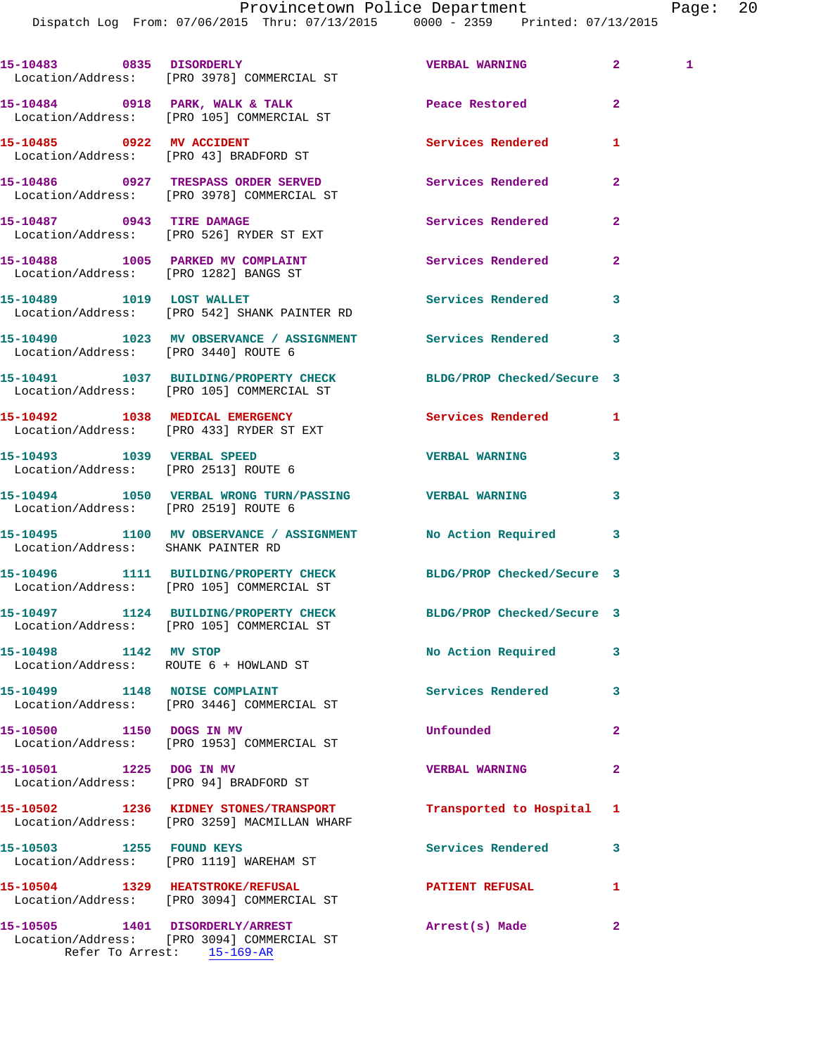15-10483 0835 DISORDERLY VERBAL WARNING 2 1
Location/Address: [PRO 3978] COMMERCIAL ST

15-10484 0918 PARK, WALK & TALK Peace Restored 2
Location/Address: [PRO 105] COMMERCIAL ST

15-10485 0922 MV ACCIDENT Services Rendered 1
Location/Address: [PRO 43] BRADFORD ST

15-10486 0927 TRESPASS ORDER SERVED Services Rendered 2
Location/Address: [PRO 3978] COMMERCIAL ST

15-10487 0943 TIRE DAMAGE Services Rendered 2
Location/Address: [PRO 526] RYDER ST EXT

15-10488 1005 PARKED MV COMPLAINT Services Rendered 2
Location/Address: [PRO 1282] BANGS ST

15-10489 1019 LOST WALLET Services Rendered 3
Location/Address: [PRO 542] SHANK PAINTER RD

15-10490 1023 MV OBSERVANCE / ASSIGNMENT Services Rendered 3
Location/Address: [PRO 3440] ROUTE 6

15-10491 1037 BUILDING/PROPERTY CHECK BLDG/PROP Checked/Secure 3
Location/Address: [PRO 105] COMMERCIAL ST

15-10492 1038 MEDICAL EMERGENCY Services Rendered 1
Location/Address: [PRO 433] RYDER ST EXT

15-10493 1039 VERBAL SPEED VERBAL WARNING 3
Location/Address: [PRO 2513] ROUTE 6

15-10494 1050 VERBAL WRONG TURN/PASSING VERBAL WARNING 3
Location/Address: [PRO 2519] ROUTE 6

15-10495 1100 MV OBSERVANCE / ASSIGNMENT No Action Required 3
Location/Address: SHANK PAINTER RD

15-10496 1111 BUILDING/PROPERTY CHECK BLDG/PROP Checked/Secure 3
Location/Address: [PRO 105] COMMERCIAL ST

15-10497 1124 BUILDING/PROPERTY CHECK BLDG/PROP Checked/Secure 3
Location/Address: [PRO 105] COMMERCIAL ST

15-10498 1142 MV STOP No Action Required 3
Location/Address: ROUTE 6 + HOWLAND ST

15-10499 1148 NOISE COMPLAINT Services Rendered 3
Location/Address: [PRO 3446] COMMERCIAL ST

15-10500 1150 DOGS IN MV Unfounded 2
Location/Address: [PRO 1953] COMMERCIAL ST

15-10501 1225 DOG IN MV VERBAL WARNING 2
Location/Address: [PRO 94] BRADFORD ST

15-10502 1236 KIDNEY STONES/TRANSPORT Transported to Hospital 1
Location/Address: [PRO 3259] MACMILLAN WHARF

15-10503 1255 FOUND KEYS Services Rendered 3
Location/Address: [PRO 1119] WAREHAM ST

15-10504 1329 HEATSTROKE/REFUSAL PATIENT REFUSAL 1
Location/Address: [PRO 3094] COMMERCIAL ST

15-10505 1401 DISORDERLY/ARREST Arrest(s) Made 2
Location/Address: [PRO 3094] COMMERCIAL ST
Refer To Arrest: 15-169-AR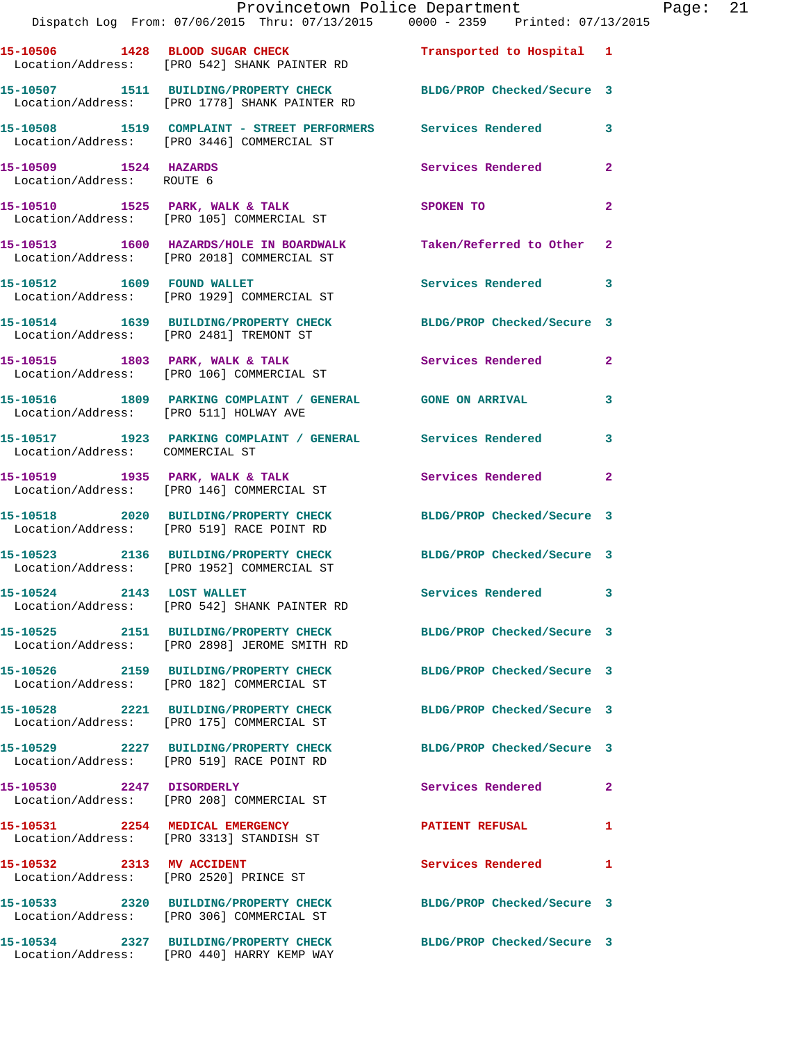15-10506 1428 BLOOD SUGAR CHECK Transported to Hospital 1
Location/Address: [PRO 542] SHANK PAINTER RD

15-10507 1511 BUILDING/PROPERTY CHECK BLDG/PROP Checked/Secure 3
Location/Address: [PRO 1778] SHANK PAINTER RD

15-10508 1519 COMPLAINT - STREET PERFORMERS Services Rendered 3
Location/Address: [PRO 3446] COMMERCIAL ST

15-10509 1524 HAZARDS Services Rendered 2
Location/Address: ROUTE 6

15-10510 1525 PARK, WALK & TALK SPOKEN TO 2
Location/Address: [PRO 105] COMMERCIAL ST

15-10513 1600 HAZARDS/HOLE IN BOARDWALK Taken/Referred to Other 2
Location/Address: [PRO 2018] COMMERCIAL ST

15-10512 1609 FOUND WALLET Services Rendered 3
Location/Address: [PRO 1929] COMMERCIAL ST

15-10514 1639 BUILDING/PROPERTY CHECK BLDG/PROP Checked/Secure 3
Location/Address: [PRO 2481] TREMONT ST

15-10515 1803 PARK, WALK & TALK Services Rendered 2
Location/Address: [PRO 106] COMMERCIAL ST

15-10516 1809 PARKING COMPLAINT / GENERAL GONE ON ARRIVAL 3
Location/Address: [PRO 511] HOLWAY AVE

15-10517 1923 PARKING COMPLAINT / GENERAL Services Rendered 3
Location/Address: COMMERCIAL ST

15-10519 1935 PARK, WALK & TALK Services Rendered 2
Location/Address: [PRO 146] COMMERCIAL ST

15-10518 2020 BUILDING/PROPERTY CHECK BLDG/PROP Checked/Secure 3
Location/Address: [PRO 519] RACE POINT RD

15-10523 2136 BUILDING/PROPERTY CHECK BLDG/PROP Checked/Secure 3
Location/Address: [PRO 1952] COMMERCIAL ST

15-10524 2143 LOST WALLET Services Rendered 3
Location/Address: [PRO 542] SHANK PAINTER RD

15-10525 2151 BUILDING/PROPERTY CHECK BLDG/PROP Checked/Secure 3
Location/Address: [PRO 2898] JEROME SMITH RD

15-10526 2159 BUILDING/PROPERTY CHECK BLDG/PROP Checked/Secure 3
Location/Address: [PRO 182] COMMERCIAL ST

15-10528 2221 BUILDING/PROPERTY CHECK BLDG/PROP Checked/Secure 3
Location/Address: [PRO 175] COMMERCIAL ST

15-10529 2227 BUILDING/PROPERTY CHECK BLDG/PROP Checked/Secure 3
Location/Address: [PRO 519] RACE POINT RD

15-10530 2247 DISORDERLY Services Rendered 2
Location/Address: [PRO 208] COMMERCIAL ST

15-10531 2254 MEDICAL EMERGENCY PATIENT REFUSAL 1
Location/Address: [PRO 3313] STANDISH ST

15-10532 2313 MV ACCIDENT Services Rendered 1
Location/Address: [PRO 2520] PRINCE ST

15-10533 2320 BUILDING/PROPERTY CHECK BLDG/PROP Checked/Secure 3
Location/Address: [PRO 306] COMMERCIAL ST

15-10534 2327 BUILDING/PROPERTY CHECK BLDG/PROP Checked/Secure 3
Location/Address: [PRO 440] HARRY KEMP WAY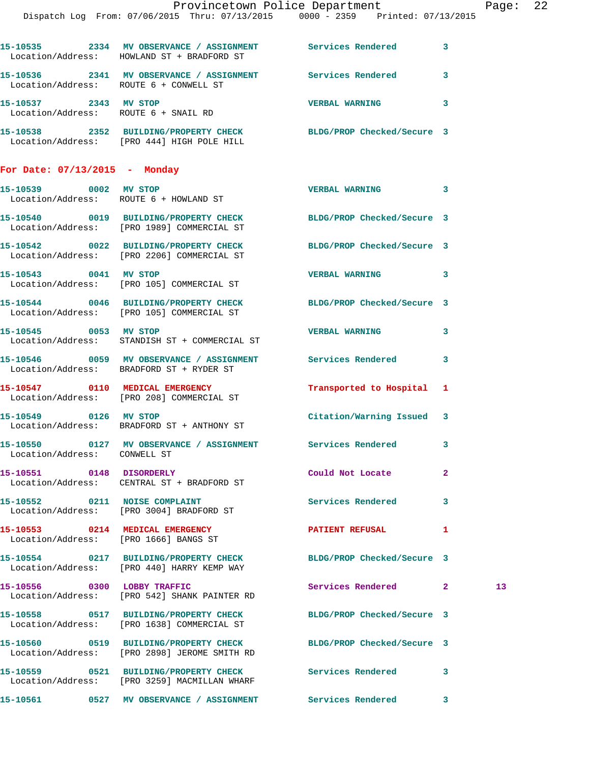15-10535 2334 MV OBSERVANCE / ASSIGNMENT Services Rendered 3
Location/Address: HOWLAND ST + BRADFORD ST

15-10536 2341 MV OBSERVANCE / ASSIGNMENT Services Rendered 3
Location/Address: ROUTE 6 + CONWELL ST

15-10537 2343 MV STOP VERBAL WARNING 3
Location/Address: ROUTE 6 + SNAIL RD

15-10538 2352 BUILDING/PROPERTY CHECK BLDG/PROP Checked/Secure 3
Location/Address: [PRO 444] HIGH POLE HILL

## For Date: 07/13/2015 - Monday

15-10539 0002 MV STOP VERBAL WARNING 3
Location/Address: ROUTE 6 + HOWLAND ST

15-10540 0019 BUILDING/PROPERTY CHECK BLDG/PROP Checked/Secure 3
Location/Address: [PRO 1989] COMMERCIAL ST

15-10542 0022 BUILDING/PROPERTY CHECK BLDG/PROP Checked/Secure 3
Location/Address: [PRO 2206] COMMERCIAL ST

15-10543 0041 MV STOP VERBAL WARNING 3
Location/Address: [PRO 105] COMMERCIAL ST

15-10544 0046 BUILDING/PROPERTY CHECK BLDG/PROP Checked/Secure 3
Location/Address: [PRO 105] COMMERCIAL ST

15-10545 0053 MV STOP VERBAL WARNING 3
Location/Address: STANDISH ST + COMMERCIAL ST

15-10546 0059 MV OBSERVANCE / ASSIGNMENT Services Rendered 3
Location/Address: BRADFORD ST + RYDER ST

15-10547 0110 MEDICAL EMERGENCY Transported to Hospital 1
Location/Address: [PRO 208] COMMERCIAL ST

15-10549 0126 MV STOP Citation/Warning Issued 3
Location/Address: BRADFORD ST + ANTHONY ST

15-10550 0127 MV OBSERVANCE / ASSIGNMENT Services Rendered 3
Location/Address: CONWELL ST

15-10551 0148 DISORDERLY Could Not Locate 2
Location/Address: CENTRAL ST + BRADFORD ST

15-10552 0211 NOISE COMPLAINT Services Rendered 3
Location/Address: [PRO 3004] BRADFORD ST

15-10553 0214 MEDICAL EMERGENCY PATIENT REFUSAL 1
Location/Address: [PRO 1666] BANGS ST

15-10554 0217 BUILDING/PROPERTY CHECK BLDG/PROP Checked/Secure 3
Location/Address: [PRO 440] HARRY KEMP WAY

15-10556 0300 LOBBY TRAFFIC Services Rendered 2 13
Location/Address: [PRO 542] SHANK PAINTER RD

15-10558 0517 BUILDING/PROPERTY CHECK BLDG/PROP Checked/Secure 3
Location/Address: [PRO 1638] COMMERCIAL ST

15-10560 0519 BUILDING/PROPERTY CHECK BLDG/PROP Checked/Secure 3
Location/Address: [PRO 2898] JEROME SMITH RD

15-10559 0521 BUILDING/PROPERTY CHECK Services Rendered 3
Location/Address: [PRO 3259] MACMILLAN WHARF

15-10561 0527 MV OBSERVANCE / ASSIGNMENT Services Rendered 3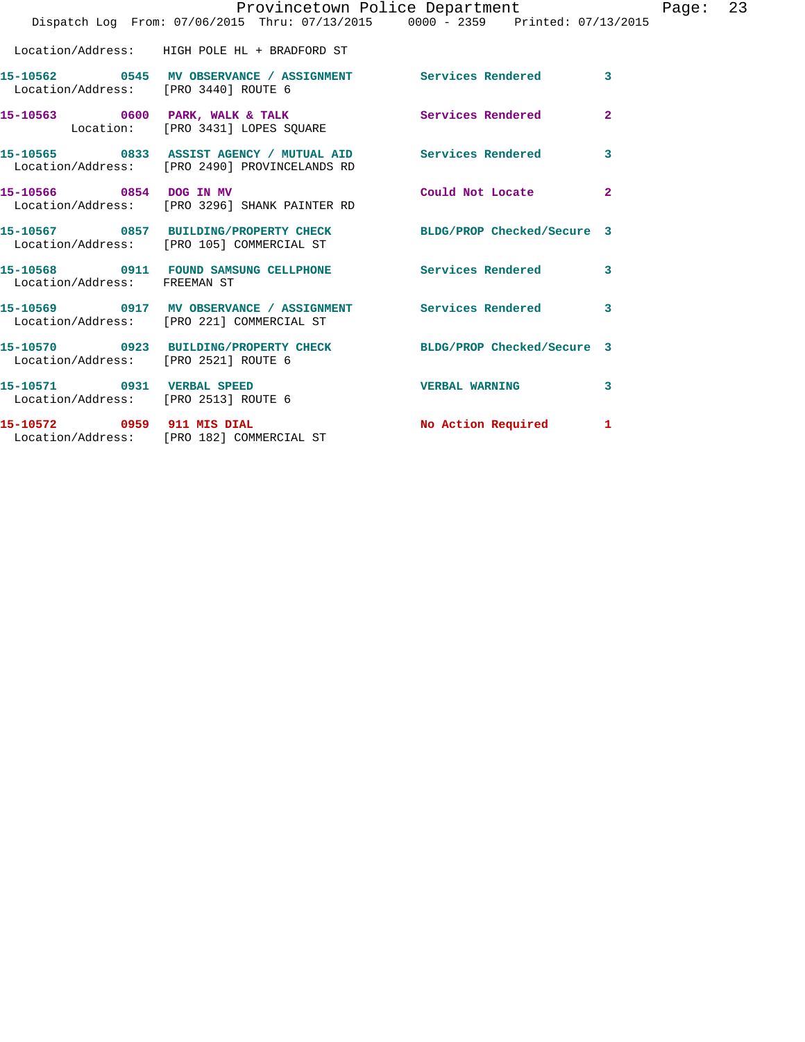Location/Address: HIGH POLE HL + BRADFORD ST

**15-10562 0545 MV OBSERVANCE / ASSIGNMENT** Services Rendered 3
Location/Address: [PRO 3440] ROUTE 6

**15-10563 0600 PARK, WALK & TALK** Services Rendered 2
Location: [PRO 3431] LOPES SQUARE

**15-10565 0833 ASSIST AGENCY / MUTUAL AID** Services Rendered 3
Location/Address: [PRO 2490] PROVINCELANDS RD

**15-10566 0854 DOG IN MV** Could Not Locate 2
Location/Address: [PRO 3296] SHANK PAINTER RD

**15-10567 0857 BUILDING/PROPERTY CHECK** BLDG/PROP Checked/Secure 3
Location/Address: [PRO 105] COMMERCIAL ST

**15-10568 0911 FOUND SAMSUNG CELLPHONE** Services Rendered 3
Location/Address: FREEMAN ST

**15-10569 0917 MV OBSERVANCE / ASSIGNMENT** Services Rendered 3
Location/Address: [PRO 221] COMMERCIAL ST

**15-10570 0923 BUILDING/PROPERTY CHECK** BLDG/PROP Checked/Secure 3
Location/Address: [PRO 2521] ROUTE 6

**15-10571 0931 VERBAL SPEED** VERBAL WARNING 3
Location/Address: [PRO 2513] ROUTE 6

**15-10572 0959 911 MIS DIAL** No Action Required 1
Location/Address: [PRO 182] COMMERCIAL ST